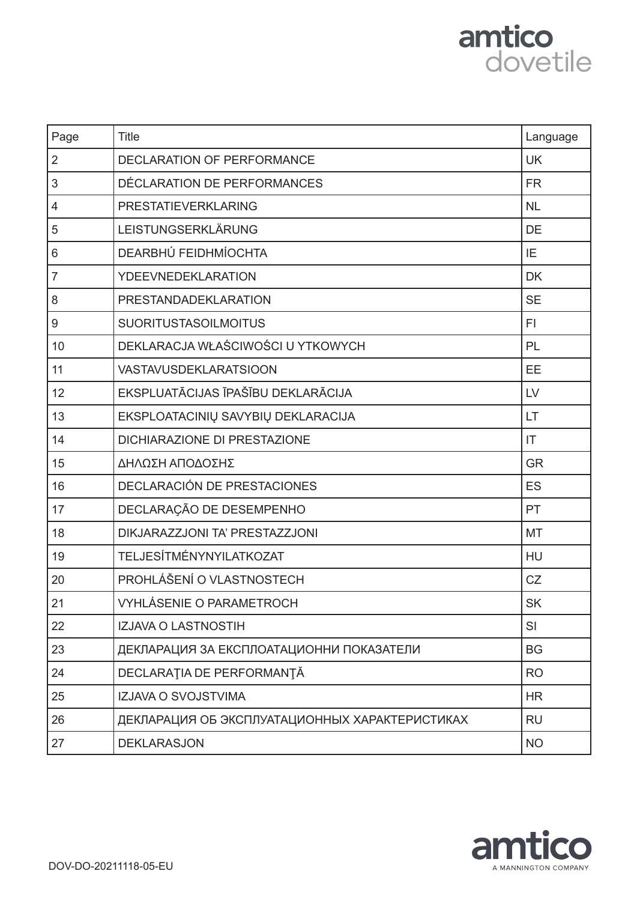amtico
dovetile

| Page | Title | Language |
|---|---|---|
| 2 | DECLARATION OF PERFORMANCE | UK |
| 3 | DÉCLARATION DE PERFORMANCES | FR |
| 4 | PRESTATIEVERKLARING | NL |
| 5 | LEISTUNGSERKLÄRUNG | DE |
| 6 | DEARBHÚ FEIDHMÍOCHTA | IE |
| 7 | YDEEVNEDEKLARATION | DK |
| 8 | PRESTANDADEKLARATION | SE |
| 9 | SUORITUSTASOILMOITUS | FI |
| 10 | DEKLARACJA WŁAŚCIWOŚCI U YTKOWYCH | PL |
| 11 | VASTAVUSDEKLARATSIOON | EE |
| 12 | EKSPLUATĀCIJAS ĪPAŠĪBU DEKLARĀCIJA | LV |
| 13 | EKSPLOATACINIŲ SAVYBIŲ DEKLARACIJA | LT |
| 14 | DICHIARAZIONE DI PRESTAZIONE | IT |
| 15 | ΔΗΛΩΣΗ ΑΠΟΔΟΣΗΣ | GR |
| 16 | DECLARACIÓN DE PRESTACIONES | ES |
| 17 | DECLARAÇÃO DE DESEMPENHO | PT |
| 18 | DIKJARAZZJONI TA' PRESTAZZJONI | MT |
| 19 | TELJESÍTMÉNYNYILATKOZAT | HU |
| 20 | PROHLÁŠENÍ O VLASTNOSTECH | CZ |
| 21 | VYHLÁSENIE O PARAMETROCH | SK |
| 22 | IZJAVA O LASTNOSTIH | SI |
| 23 | ДЕКЛАРАЦИЯ ЗА ЕКСПЛОАТАЦИОННИ ПОКАЗАТЕЛИ | BG |
| 24 | DECLARAŢIA DE PERFORMANŢĂ | RO |
| 25 | IZJAVA O SVOJSTVIMA | HR |
| 26 | ДЕКЛАРАЦИЯ ОБ ЭКСПЛУАТАЦИОННЫХ ХАРАКТЕРИСТИКАХ | RU |
| 27 | DEKLARASJON | NO |

DOV-DO-20211118-05-EU

amtico
A MANNINGTON COMPANY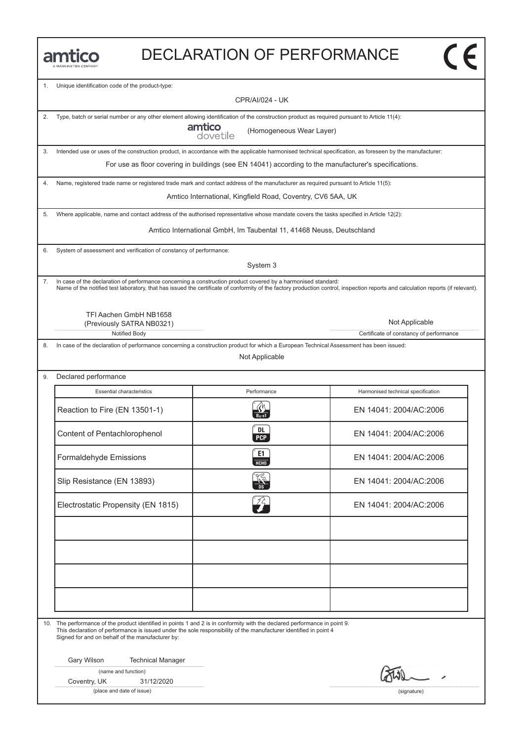# DECLARATION OF PERFORMANCE

amtico
A MANNINGTON COMPANY

1. Unique identification code of the product-type:

   CPR/AI/024 - UK

2. Type, batch or serial number or any other element allowing identification of the construction product as required pursuant to Article 11(4):

   amtico dovetile (Homogeneous Wear Layer)

3. Intended use or uses of the construction product, in accordance with the applicable harmonised technical specification, as foreseen by the manufacturer:

   For use as floor covering in buildings (see EN 14041) according to the manufacturer's specifications.

4. Name, registered trade name or registered trade mark and contact address of the manufacturer as required pursuant to Article 11(5):

   Amtico International, Kingfield Road, Coventry, CV6 5AA, UK

5. Where applicable, name and contact address of the authorised representative whose mandate covers the tasks specified in Article 12(2):

   Amtico International GmbH, Im Taubental 11, 41468 Neuss, Deutschland

6. System of assessment and verification of constancy of performance:

   System 3

7. In case of the declaration of performance concerning a construction product covered by a harmonised standard:
   Name of the notified test laboratory, that has issued the certificate of conformity of the factory production control, inspection reports and calculation reports (if relevant).

   TFI Aachen GmbH NB1658
   (Previously SATRA NB0321)
   Notified Body

   Not Applicable
   Certificate of constancy of performance

8. In case of the declaration of performance concerning a construction product for which a European Technical Assessment has been issued:

   Not Applicable

9. Declared performance

| Essential characteristics | Performance | Harmonised technical specification |
|---|---|---|
| Reaction to Fire (EN 13501-1) | $B_{fl}$-s1 | EN 14041: 2004/AC:2006 |
| Content of Pentachlorophenol | DL PCP | EN 14041: 2004/AC:2006 |
| Formaldehyde Emissions | E1 HCHO | EN 14041: 2004/AC:2006 |
| Slip Resistance (EN 13893) | DS | EN 14041: 2004/AC:2006 |
| Electrostatic Propensity (EN 1815) | | EN 14041: 2004/AC:2006 |
| | | |
| | | |
| | | |
| | | |

10. The performance of the product identified in points 1 and 2 is in conformity with the declared performance in point 9.
    This declaration of performance is issued under the sole responsibility of the manufacturer identified in point 4
    Signed for and on behalf of the manufacturer by:

    Gary Wilson Technical Manager
    (name and function)

    Coventry, UK 31/12/2020
    (place and date of issue)

    (signature)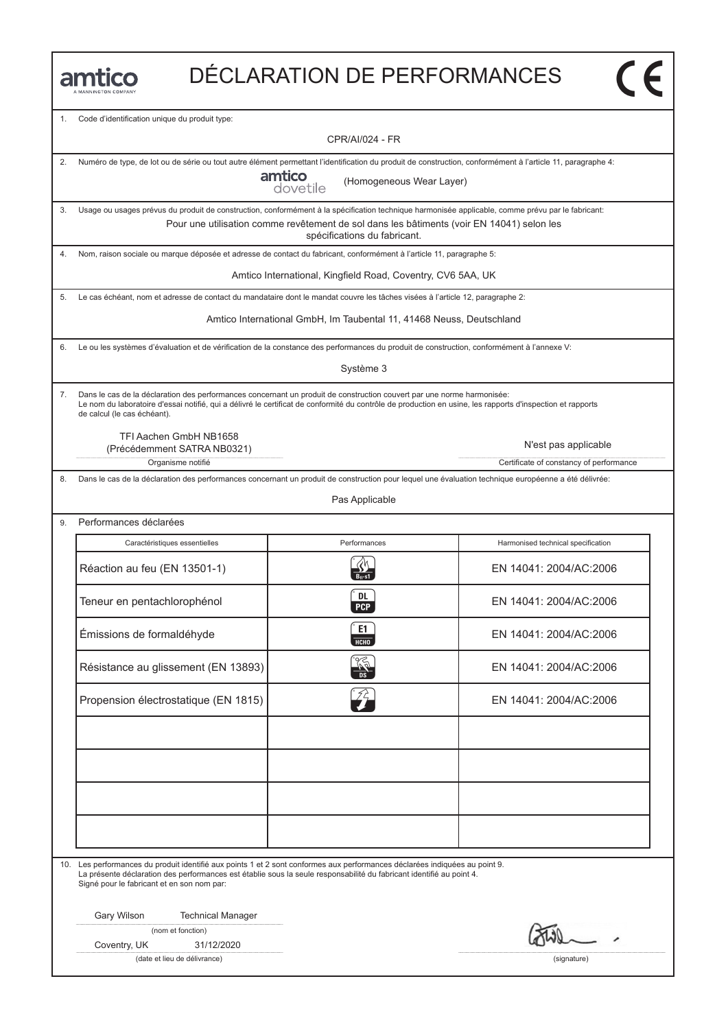# DÉCLARATION DE PERFORMANCES

amtico
A MANNINGTON COMPANY

CE

1. Code d'identification unique du produit type:

CPR/AI/024 - FR

2. Numéro de type, de lot ou de série ou tout autre élément permettant l'identification du produit de construction, conformément à l'article 11, paragraphe 4:

amtico dovetile (Homogeneous Wear Layer)

3. Usage ou usages prévus du produit de construction, conformément à la spécification technique harmonisée applicable, comme prévu par le fabricant:

Pour une utilisation comme revêtement de sol dans les bâtiments (voir EN 14041) selon les spécifications du fabricant.

4. Nom, raison sociale ou marque déposée et adresse de contact du fabricant, conformément à l'article 11, paragraphe 5:

Amtico International, Kingfield Road, Coventry, CV6 5AA, UK

5. Le cas échéant, nom et adresse de contact du mandataire dont le mandat couvre les tâches visées à l'article 12, paragraphe 2:

Amtico International GmbH, Im Taubental 11, 41468 Neuss, Deutschland

6. Le ou les systèmes d'évaluation et de vérification de la constance des performances du produit de construction, conformément à l'annexe V:

Système 3

7. Dans le cas de la déclaration des performances concernant un produit de construction couvert par une norme harmonisée:
Le nom du laboratoire d'essai notifié, qui a délivré le certificat de conformité du contrôle de production en usine, les rapports d'inspection et rapports de calcul (le cas échéant).

TFI Aachen GmbH NB1658
(Précédemment SATRA NB0321)
Organisme notifié

N'est pas applicable
Certificate of constancy of performance

8. Dans le cas de la déclaration des performances concernant un produit de construction pour lequel une évaluation technique européenne a été délivrée:

Pas Applicable

9. Performances déclarées

| Caractéristiques essentielles | Performances | Harmonised technical specification |
|---|---|---|
| Réaction au feu (EN 13501-1) | Bfl-s1 | EN 14041: 2004/AC:2006 |
| Teneur en pentachlorophénol | DL PCP | EN 14041: 2004/AC:2006 |
| Émissions de formaldéhyde | E1 HCHO | EN 14041: 2004/AC:2006 |
| Résistance au glissement (EN 13893) | DS | EN 14041: 2004/AC:2006 |
| Propension électrostatique (EN 1815) | | EN 14041: 2004/AC:2006 |
| | | |
| | | |
| | | |
| | | |

10. Les performances du produit identifié aux points 1 et 2 sont conformes aux performances déclarées indiquées au point 9.
La présente déclaration des performances est établie sous la seule responsabilité du fabricant identifié au point 4.
Signé pour le fabricant et en son nom par:

Gary Wilson Technical Manager
(nom et fonction)

Coventry, UK 31/12/2020
(date et lieu de délivrance)

(signature)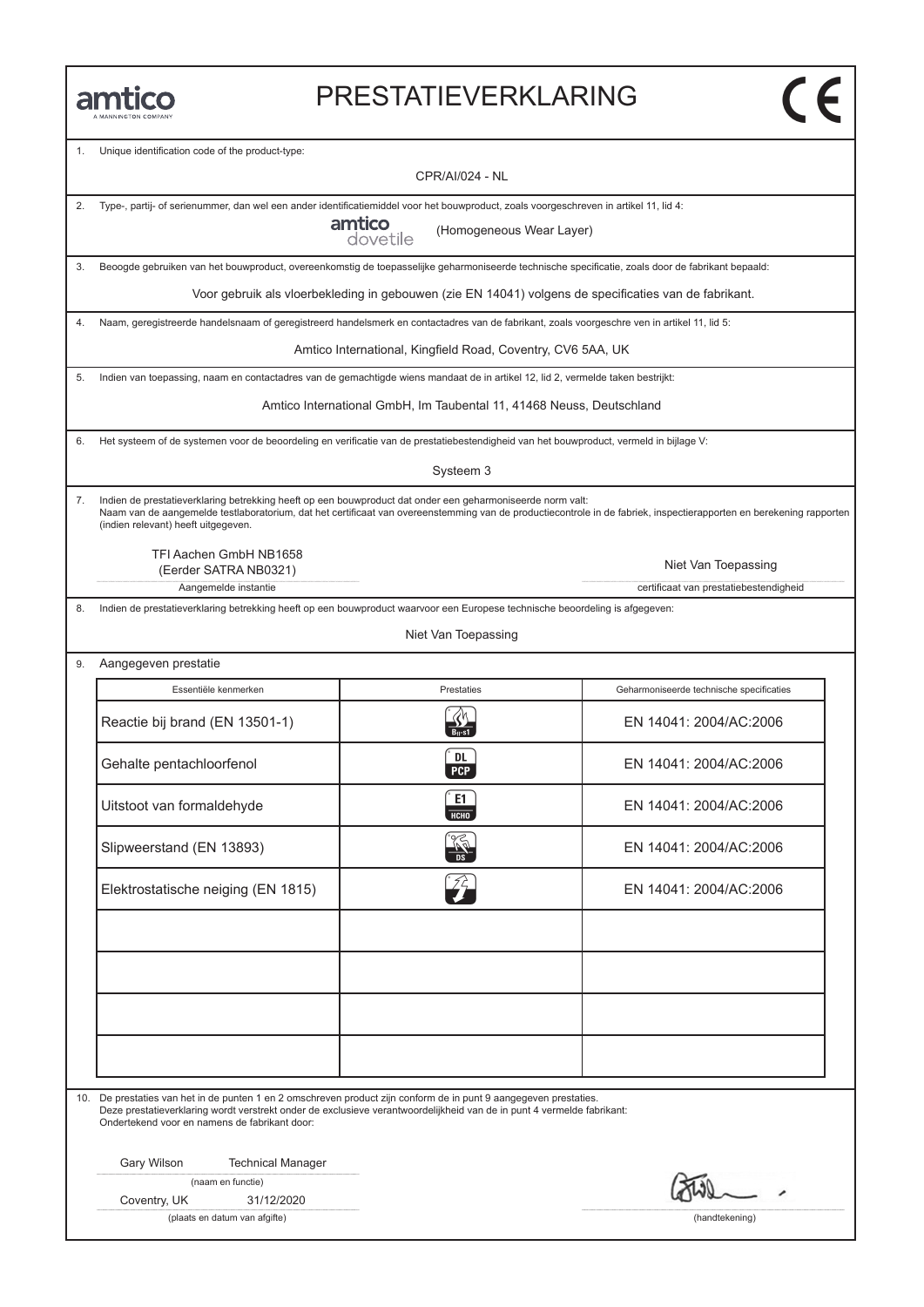amtico
A MANNINGTON COMPANY

# PRESTATIEVERKLARING

CE

1. Unique identification code of the product-type:

   CPR/AI/024 - NL

2. Type-, partij- of serienummer, dan wel een ander identificatiemiddel voor het bouwproduct, zoals voorgeschreven in artikel 11, lid 4:

   amtico dovetile (Homogeneous Wear Layer)

3. Beoogde gebruiken van het bouwproduct, overeenkomstig de toepasselijke geharmoniseerde technische specificatie, zoals door de fabrikant bepaald:

   Voor gebruik als vloerbekleding in gebouwen (zie EN 14041) volgens de specificaties van de fabrikant.

4. Naam, geregistreerde handelsnaam of geregistreerd handelsmerk en contactadres van de fabrikant, zoals voorgeschre ven in artikel 11, lid 5:

   Amtico International, Kingfield Road, Coventry, CV6 5AA, UK

5. Indien van toepassing, naam en contactadres van de gemachtigde wiens mandaat de in artikel 12, lid 2, vermelde taken bestrijkt:

   Amtico International GmbH, Im Taubental 11, 41468 Neuss, Deutschland

6. Het systeem of de systemen voor de beoordeling en verificatie van de prestatiebestendigheid van het bouwproduct, vermeld in bijlage V:

   Systeem 3

7. Indien de prestatieverklaring betrekking heeft op een bouwproduct dat onder een geharmoniseerde norm valt:
   Naam van de aangemelde testlaboratorium, dat het certificaat van overeenstemming van de productiecontrole in de fabriek, inspectierapporten en berekening rapporten (indien relevant) heeft uitgegeven.

   TFI Aachen GmbH NB1658
   (Eerder SATRA NB0321)
   Aangemelde instantie

   Niet Van Toepassing
   certificaat van prestatiebestendigheid

8. Indien de prestatieverklaring betrekking heeft op een bouwproduct waarvoor een Europese technische beoordeling is afgegeven:

   Niet Van Toepassing

9. Aangegeven prestatie

| Essentiële kenmerken | Prestaties | Geharmoniseerde technische specificaties |
|---|---|---|
| Reactie bij brand (EN 13501-1) | $B_{fl}$-s1 | EN 14041: 2004/AC:2006 |
| Gehalte pentachloorfenol | DL PCP | EN 14041: 2004/AC:2006 |
| Uitstoot van formaldehyde | E1 HCHO | EN 14041: 2004/AC:2006 |
| Slipweerstand (EN 13893) | DS | EN 14041: 2004/AC:2006 |
| Elektrostatische neiging (EN 1815) | | EN 14041: 2004/AC:2006 |
| | | |
| | | |
| | | |
| | | |

10. De prestaties van het in de punten 1 en 2 omschreven product zijn conform de in punt 9 aangegeven prestaties.
    Deze prestatieverklaring wordt verstrekt onder de exclusieve verantwoordelijkheid van de in punt 4 vermelde fabrikant:
    Ondertekend voor en namens de fabrikant door:

    Gary Wilson Technical Manager
    (naam en functie)

    Coventry, UK 31/12/2020
    (plaats en datum van afgifte)

    (handtekening)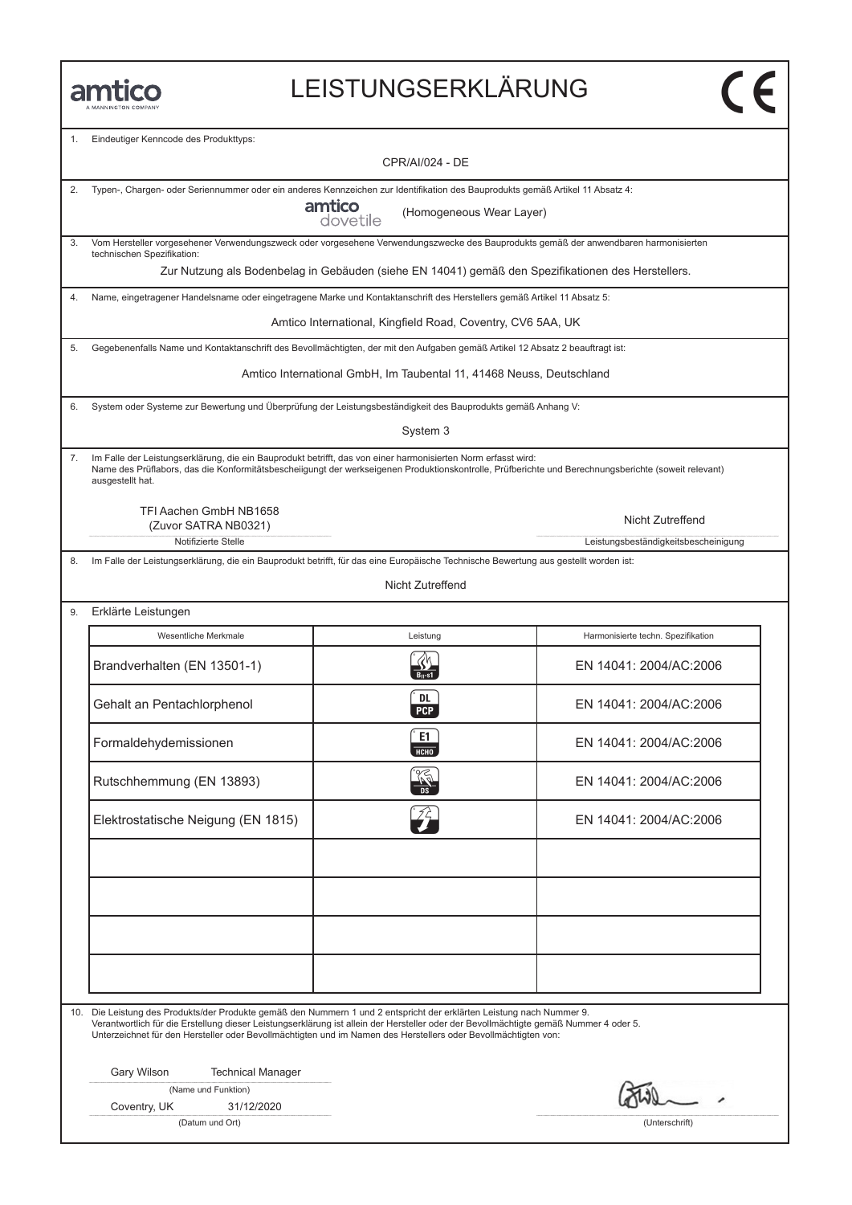amtico
A MANNINGTON COMPANY

# LEISTUNGSERKLÄRUNG

CE

1. Eindeutiger Kenncode des Produkttyps:

CPR/AI/024 - DE

2. Typen-, Chargen- oder Seriennummer oder ein anderes Kennzeichen zur Identifikation des Bauprodukts gemäß Artikel 11 Absatz 4:

amtico dovetile (Homogeneous Wear Layer)

3. Vom Hersteller vorgesehener Verwendungszweck oder vorgesehene Verwendungszwecke des Bauprodukts gemäß der anwendbaren harmonisierten technischen Spezifikation:

Zur Nutzung als Bodenbelag in Gebäuden (siehe EN 14041) gemäß den Spezifikationen des Herstellers.

4. Name, eingetragener Handelsname oder eingetragene Marke und Kontaktanschrift des Herstellers gemäß Artikel 11 Absatz 5:

Amtico International, Kingfield Road, Coventry, CV6 5AA, UK

5. Gegebenenfalls Name und Kontaktanschrift des Bevollmächtigten, der mit den Aufgaben gemäß Artikel 12 Absatz 2 beauftragt ist:

Amtico International GmbH, Im Taubental 11, 41468 Neuss, Deutschland

6. System oder Systeme zur Bewertung und Überprüfung der Leistungsbeständigkeit des Bauprodukts gemäß Anhang V:

System 3

7. Im Falle der Leistungserklärung, die ein Bauprodukt betrifft, das von einer harmonisierten Norm erfasst wird:
Name des Prüflabors, das die Konformitätsbescheiigungt der werkseigenen Produktionskontrolle, Prüfberichte und Berechnungsberichte (soweit relevant) ausgestellt hat.

| TFI Aachen GmbH NB1658 (Zuvor SATRA NB0321) | Nicht Zutreffend |
|---|---|
| Notifizierte Stelle | Leistungsbeständigkeitsbescheinigung |

8. Im Falle der Leistungserklärung, die ein Bauprodukt betrifft, für das eine Europäische Technische Bewertung aus gestellt worden ist:

Nicht Zutreffend

9. Erklärte Leistungen

| Wesentliche Merkmale | Leistung | Harmonisierte techn. Spezifikation |
|---|---|---|
| Brandverhalten (EN 13501-1) | $B_{fl}$-s1 | EN 14041: 2004/AC:2006 |
| Gehalt an Pentachlorphenol | DL PCP | EN 14041: 2004/AC:2006 |
| Formaldehydemissionen | E1 HCHO | EN 14041: 2004/AC:2006 |
| Rutschhemmung (EN 13893) | DS | EN 14041: 2004/AC:2006 |
| Elektrostatische Neigung (EN 1815) | | EN 14041: 2004/AC:2006 |
| | | |
| | | |
| | | |
| | | |

10. Die Leistung des Produkts/der Produkte gemäß den Nummern 1 und 2 entspricht der erklärten Leistung nach Nummer 9.
Verantwortlich für die Erstellung dieser Leistungserklärung ist allein der Hersteller oder der Bevollmächtigte gemäß Nummer 4 oder 5.
Unterzeichnet für den Hersteller oder Bevollmächtigten und im Namen des Herstellers oder Bevollmächtigten von:

Gary Wilson Technical Manager
(Name und Funktion)

Coventry, UK 31/12/2020
(Datum und Ort)

(Unterschrift)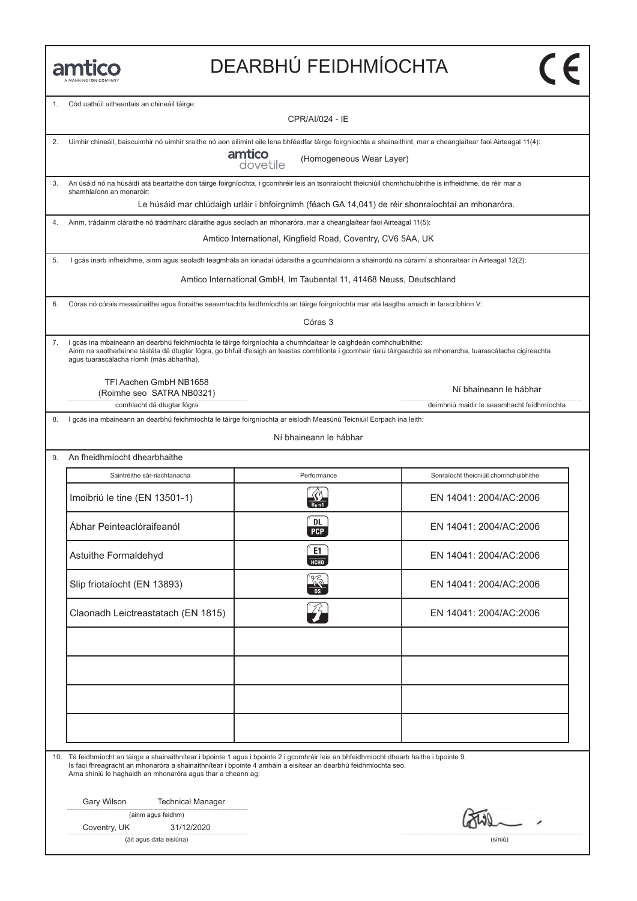amtico
A MANNINGTON COMPANY

# DEARBHÚ FEIDHMÍOCHTA

CE

1. Cód uathúil aitheantais an chineáil táirge:

CPR/AI/024 - IE

2. Uimhir chineáil, baiscuimhir nó uimhir sraithe nó aon eilimint eile lena bhféadfar táirge foirgníochta a shainaithint, mar a cheanglaítear faoi Airteagal 11(4):

amtico dovetile (Homogeneous Wear Layer)

3. An úsáid nó na húsáidí atá beartaithe don táirge foirgníochta, i gcomhréir leis an tsonraíocht theicniúil chomhchuibhithe is infheidhme, de réir mar a shamhlaíonn an monaróir:

Le húsáid mar chlúdaigh urláir i bhfoirgnimh (féach GA 14,041) de réir shonraíochtaí an mhonaróra.

4. Ainm, trádainm cláraithe nó trádmharc cláraithe agus seoladh an mhonaróra, mar a cheanglaítear faoi Airteagal 11(5):

Amtico International, Kingfield Road, Coventry, CV6 5AA, UK

5. I gcás inarb infheidhme, ainm agus seoladh teagmhála an ionadaí údaraithe a gcumhdaíonn a shainordú na cúraimí a shonraítear in Airteagal 12(2):

Amtico International GmbH, Im Taubental 11, 41468 Neuss, Deutschland

6. Córas nó córais measúnaithe agus fíoraithe seasmhachta feidhmíochta an táirge foirgníochta mar atá leagtha amach in Iarscríbhinn V:

Córas 3

7. I gcás ina mbaineann an dearbhú feidhmíochta le táirge foirgníochta a chumhdaítear le caighdeán comhchuibhithe:
Ainm na saotharlainne tástála dá dtugtar fógra, go bhfuil d'eisigh an teastas comhlíonta i gcomhair rialú táirgeachta sa mhonarcha, tuarascálacha cigireachta agus tuarascálacha ríomh (más ábhartha).

TFI Aachen GmbH NB1658
(Roimhe seo SATRA NB0321)
comhlacht dá dtugtar fógra

Ní bhaineann le hábhar
deimhniú maidir le seasmhacht feidhmíochta

8. I gcás ina mbaineann an dearbhú feidhmíochta le táirge foirgníochta ar eisíodh Measúnú Teicniúil Eorpach ina leith:

Ní bhaineann le hábhar

9. An fheidhmíocht dhearbhaithe

| Saintréithe sár-riachtanacha | Performance | Sonraíocht theicniúil chomhchuibhithe |
|---|---|---|
| Imoibriú le tine (EN 13501-1) | $B_{fl}$-s1 | EN 14041: 2004/AC:2006 |
| Ábhar Peinteaclóraifeanól | DL PCP | EN 14041: 2004/AC:2006 |
| Astuithe Formaldehyd | E1 HCHO | EN 14041: 2004/AC:2006 |
| Slip friotaíocht (EN 13893) | DS | EN 14041: 2004/AC:2006 |
| Claonadh Leictreastatach (EN 1815) | | EN 14041: 2004/AC:2006 |
| | | |
| | | |
| | | |
| | | |

10. Tá feidhmíocht an táirge a shainaithnítear i bpointe 1 agus i bpointe 2 i gcomhréir leis an bhfeidhmíocht dhearb haithe i bpointe 9.
Is faoi fhreagracht an mhonaróra a shainaithnítear i bpointe 4 amháin a eisítear an dearbhú feidhmíochta seo.
Arna shíniú le haghaidh an mhonaróra agus thar a cheann ag:

Gary Wilson Technical Manager
(ainm agus feidhm)

Coventry, UK 31/12/2020
(áit agus dáta eisiúna)

(síniú)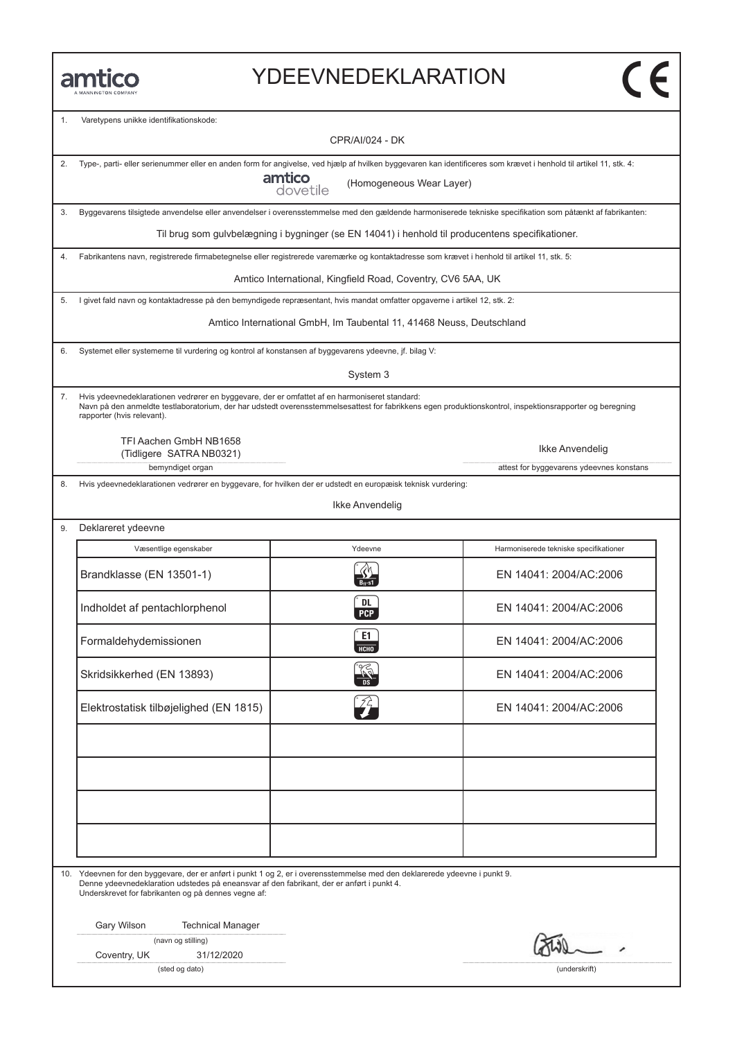amtico
A MANNINGTON COMPANY

# YDEEVNEDEKLARATION

CE

1. Varetypens unikke identifikationskode:

CPR/AI/024 - DK

2. Type-, parti- eller serienummer eller en anden form for angivelse, ved hjælp af hvilken byggevaren kan identificeres som krævet i henhold til artikel 11, stk. 4:

amtico dovetile (Homogeneous Wear Layer)

3. Byggevarens tilsigtede anvendelse eller anvendelser i overensstemmelse med den gældende harmoniserede tekniske specifikation som påtænkt af fabrikanten:

Til brug som gulvbelægning i bygninger (se EN 14041) i henhold til producentens specifikationer.

4. Fabrikantens navn, registrerede firmabetegnelse eller registrerede varemærke og kontaktadresse som krævet i henhold til artikel 11, stk. 5:

Amtico International, Kingfield Road, Coventry, CV6 5AA, UK

5. I givet fald navn og kontaktadresse på den bemyndigede repræsentant, hvis mandat omfatter opgaverne i artikel 12, stk. 2:

Amtico International GmbH, Im Taubental 11, 41468 Neuss, Deutschland

6. Systemet eller systemerne til vurdering og kontrol af konstansen af byggevarens ydeevne, jf. bilag V:

System 3

7. Hvis ydeevnedeklarationen vedrører en byggevare, der er omfattet af en harmoniseret standard:
Navn på den anmeldte testlaboratorium, der har udstedt overensstemmelsesattest for fabrikkens egen produktionskontrol, inspektionsrapporter og beregning rapporter (hvis relevant).

TFI Aachen GmbH NB1658
(Tidligere SATRA NB0321)
bemyndiget organ

Ikke Anvendelig
attest for byggevarens ydeevnes konstans

8. Hvis ydeevnedeklarationen vedrører en byggevare, for hvilken der er udstedt en europæisk teknisk vurdering:

Ikke Anvendelig

9. Deklareret ydeevne

| Væsentlige egenskaber | Ydeevne | Harmoniserede tekniske specifikationer |
|---|---|---|
| Brandklasse (EN 13501-1) | $B_{fl}$-s1 | EN 14041: 2004/AC:2006 |
| Indholdet af pentachlorphenol | DL PCP | EN 14041: 2004/AC:2006 |
| Formaldehydemissionen | E1 HCHO | EN 14041: 2004/AC:2006 |
| Skridsikkerhed (EN 13893) | DS | EN 14041: 2004/AC:2006 |
| Elektrostatisk tilbøjelighed (EN 1815) | | EN 14041: 2004/AC:2006 |
| | | |
| | | |
| | | |
| | | |

10. Ydeevnen for den byggevare, der er anført i punkt 1 og 2, er i overensstemmelse med den deklarerede ydeevne i punkt 9.
Denne ydeevnedeklaration udstedes på eneansvar af den fabrikant, der er anført i punkt 4.
Underskrevet for fabrikanten og på dennes vegne af:

Gary Wilson Technical Manager
(navn og stilling)

Coventry, UK 31/12/2020
(sted og dato)

(underskrift)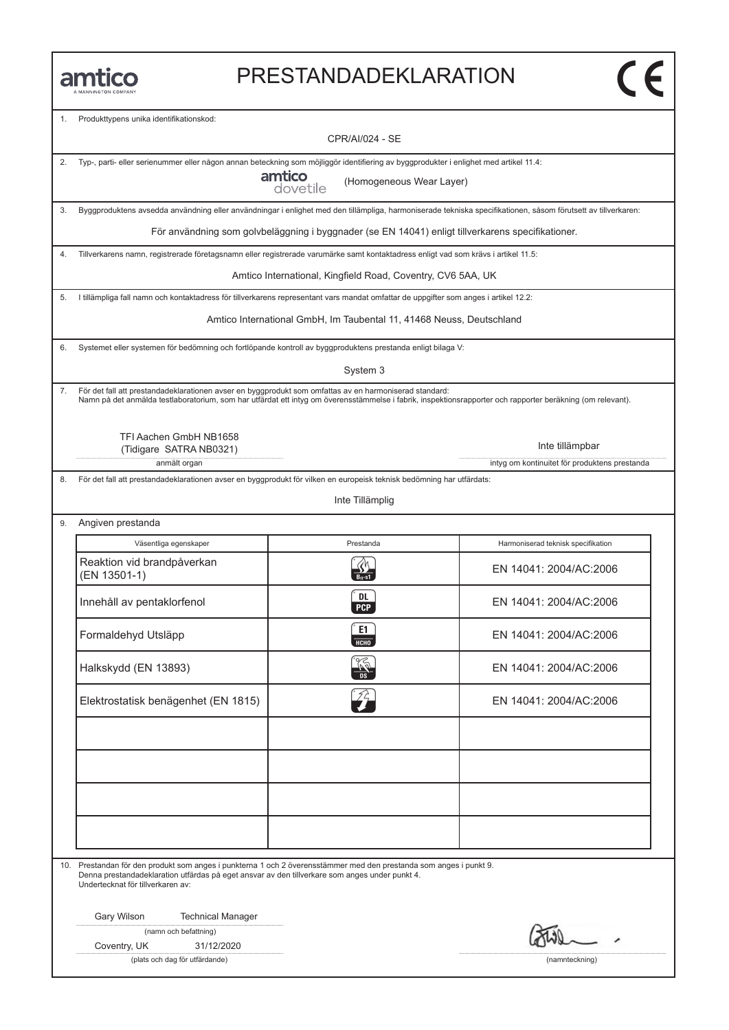amtico
A MANNINGTON COMPANY

# PRESTANDADEKLARATION

CE

1. Produkttypens unika identifikationskod:

CPR/AI/024 - SE

2. Typ-, parti- eller serienummer eller någon annan beteckning som möjliggör identifiering av byggprodukter i enlighet med artikel 11.4:

amtico dovetile (Homogeneous Wear Layer)

3. Byggproduktens avsedda användning eller användningar i enlighet med den tillämpliga, harmoniserade tekniska specifikationen, såsom förutsett av tillverkaren:

För användning som golvbeläggning i byggnader (se EN 14041) enligt tillverkarens specifikationer.

4. Tillverkarens namn, registrerade företagsnamn eller registrerade varumärke samt kontaktadress enligt vad som krävs i artikel 11.5:

Amtico International, Kingfield Road, Coventry, CV6 5AA, UK

5. I tillämpliga fall namn och kontaktadress för tillverkarens representant vars mandat omfattar de uppgifter som anges i artikel 12.2:

Amtico International GmbH, Im Taubental 11, 41468 Neuss, Deutschland

6. Systemet eller systemen för bedömning och fortlöpande kontroll av byggproduktens prestanda enligt bilaga V:

System 3

7. För det fall att prestandadeklarationen avser en byggprodukt som omfattas av en harmoniserad standard:
Namn på det anmälda testlaboratorium, som har utfärdat ett intyg om överensstämmelse i fabrik, inspektionsrapporter och rapporter beräkning (om relevant).

TFI Aachen GmbH NB1658
(Tidigare SATRA NB0321)
anmält organ

Inte tillämpbar
intyg om kontinuitet för produktens prestanda

8. För det fall att prestandadeklarationen avser en byggprodukt för vilken en europeisk teknisk bedömning har utfärdats:

Inte Tillämplig

9. Angiven prestanda

| Väsentliga egenskaper | Prestanda | Harmoniserad teknisk specifikation |
|---|---|---|
| Reaktion vid brandpåverkan (EN 13501-1) | $B_{fl}$-s1 | EN 14041: 2004/AC:2006 |
| Innehåll av pentaklorfenol | DL PCP | EN 14041: 2004/AC:2006 |
| Formaldehyd Utsläpp | E1 HCHO | EN 14041: 2004/AC:2006 |
| Halkskydd (EN 13893) | DS | EN 14041: 2004/AC:2006 |
| Elektrostatisk benägenhet (EN 1815) | | EN 14041: 2004/AC:2006 |
| | | |
| | | |
| | | |
| | | |

10. Prestandan för den produkt som anges i punkterna 1 och 2 överensstämmer med den prestanda som anges i punkt 9.
Denna prestandadeklaration utfärdas på eget ansvar av den tillverkare som anges under punkt 4.
Undertecknat för tillverkaren av:

Gary Wilson Technical Manager
(namn och befattning)

Coventry, UK 31/12/2020
(plats och dag för utfärdande)

(namnteckning)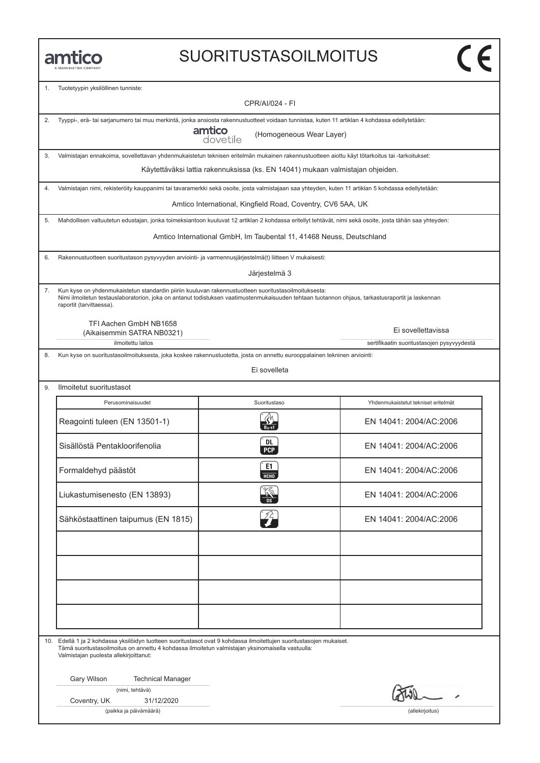amtico
A MANNINGTON COMPANY

# SUORITUSTASOILMOITUS

CE

1. Tuotetyypin yksilöllinen tunniste:

   CPR/AI/024 - FI

2. Tyyppi-, erä- tai sarjanumero tai muu merkintä, jonka ansiosta rakennustuotteet voidaan tunnistaa, kuten 11 artiklan 4 kohdassa edellytetään:

   amtico dovetile (Homogeneous Wear Layer)

3. Valmistajan ennakoima, sovellettavan yhdenmukaistetun teknisen eritelmän mukainen rakennustuotteen aiottu käyt tötarkoitus tai -tarkoitukset:

   Käytettäväksi lattia rakennuksissa (ks. EN 14041) mukaan valmistajan ohjeiden.

4. Valmistajan nimi, rekisteröity kauppanimi tai tavaramerkki sekä osoite, josta valmistajaan saa yhteyden, kuten 11 artiklan 5 kohdassa edellytetään:

   Amtico International, Kingfield Road, Coventry, CV6 5AA, UK

5. Mahdollisen valtuutetun edustajan, jonka toimeksiantoon kuuluvat 12 artiklan 2 kohdassa eritellyt tehtävät, nimi sekä osoite, josta tähän saa yhteyden:

   Amtico International GmbH, Im Taubental 11, 41468 Neuss, Deutschland

6. Rakennustuotteen suoritustason pysyvyyden arviointi- ja varmennusjärjestelmä(t) liitteen V mukaisesti:

   Järjestelmä 3

7. Kun kyse on yhdenmukaistetun standardin piiriin kuuluvan rakennustuotteen suoritustasoilmoituksesta:
   Nimi ilmoitetun testauslaboratorion, joka on antanut todistuksen vaatimustenmukaisuuden tehtaan tuotannon ohjaus, tarkastusraportit ja laskennan raportit (tarvittaessa).

   TFI Aachen GmbH NB1658
   (Aikaisemmin SATRA NB0321)
   ilmoitettu laitos

   Ei sovellettavissa
   sertifikaatin suoritustasojen pysyvyydestä

8. Kun kyse on suoritustasoilmoituksesta, joka koskee rakennustuotetta, josta on annettu eurooppalainen tekninen arviointi:

   Ei sovelleta

9. Ilmoitetut suoritustasot

| Perusominaisuudet | Suoritustaso | Yhdenmukaistetut tekniset eritelmät |
|---|---|---|
| Reagointi tuleen (EN 13501-1) | $B_{fl}$-s1 | EN 14041: 2004/AC:2006 |
| Sisällöstä Pentakloorifenolia | DL PCP | EN 14041: 2004/AC:2006 |
| Formaldehyd päästöt | E1 HCHO | EN 14041: 2004/AC:2006 |
| Liukastumisenesto (EN 13893) | DS | EN 14041: 2004/AC:2006 |
| Sähköstaattinen taipumus (EN 1815) | | EN 14041: 2004/AC:2006 |
| | | |
| | | |
| | | |
| | | |

10. Edellä 1 ja 2 kohdassa yksilöidyn tuotteen suoritustasot ovat 9 kohdassa ilmoitettujen suoritustasojen mukaiset.
    Tämä suoritustasoilmoitus on annettu 4 kohdassa ilmoitetun valmistajan yksinomaisella vastuulla:
    Valmistajan puolesta allekirjoittanut:

    Gary Wilson Technical Manager
    (nimi, tehtävä)

    Coventry, UK 31/12/2020
    (paikka ja päivämäärä)

    (allekirjoitus)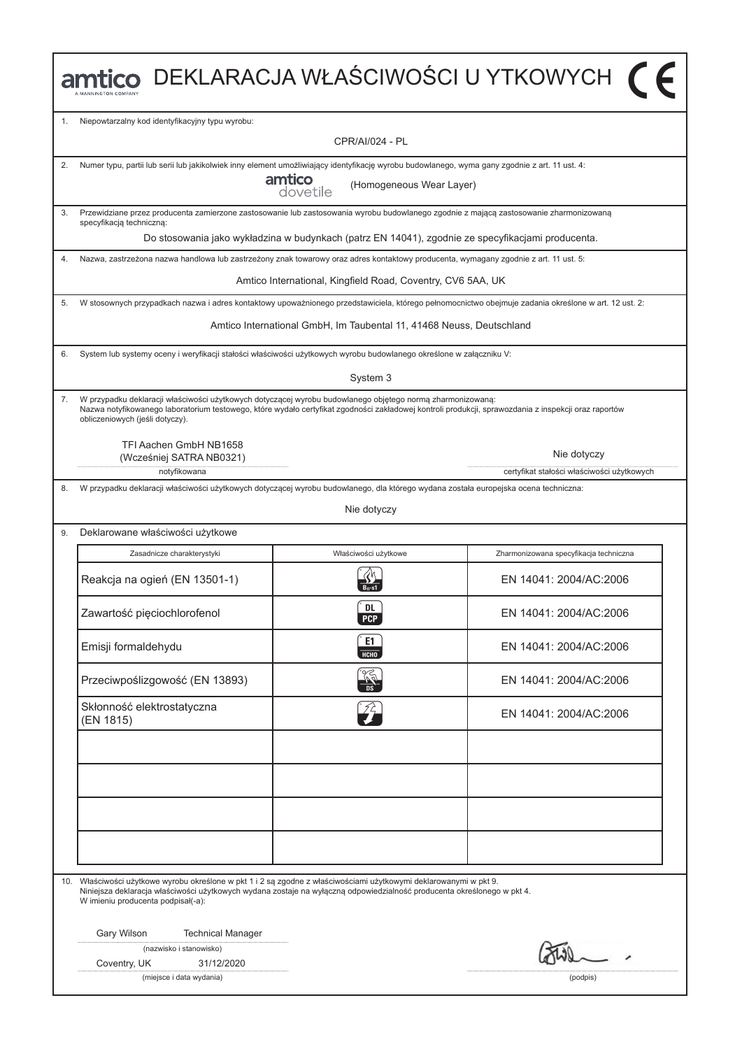# amtico DEKLARACJA WŁAŚCIWOŚCI U YTKOWYCH

1. Niepowtarzalny kod identyfikacyjny typu wyrobu:

CPR/AI/024 - PL

2. Numer typu, partii lub serii lub jakikolwiek inny element umożliwiający identyfikację wyrobu budowlanego, wyma gany zgodnie z art. 11 ust. 4:

amtico dovetile (Homogeneous Wear Layer)

3. Przewidziane przez producenta zamierzone zastosowanie lub zastosowania wyrobu budowlanego zgodnie z mającą zastosowanie zharmonizowaną specyfikacją techniczną:

Do stosowania jako wykładzina w budynkach (patrz EN 14041), zgodnie ze specyfikacjami producenta.

4. Nazwa, zastrzeżona nazwa handlowa lub zastrzeżony znak towarowy oraz adres kontaktowy producenta, wymagany zgodnie z art. 11 ust. 5:

Amtico International, Kingfield Road, Coventry, CV6 5AA, UK

5. W stosownych przypadkach nazwa i adres kontaktowy upoważnionego przedstawiciela, którego pełnomocnictwo obejmuje zadania określone w art. 12 ust. 2:

Amtico International GmbH, Im Taubental 11, 41468 Neuss, Deutschland

6. System lub systemy oceny i weryfikacji stałości właściwości użytkowych wyrobu budowlanego określone w załączniku V:

System 3

7. W przypadku deklaracji właściwości użytkowych dotyczącej wyrobu budowlanego objętego normą zharmonizowaną:
Nazwa notyfikowanego laboratorium testowego, które wydało certyfikat zgodności zakładowej kontroli produkcji, sprawozdania z inspekcji oraz raportów obliczeniowych (jeśli dotyczy).

TFI Aachen GmbH NB1658
(Wcześniej SATRA NB0321)
notyfikowana

Nie dotyczy
certyfikat stałości właściwości użytkowych

8. W przypadku deklaracji właściwości użytkowych dotyczącej wyrobu budowlanego, dla którego wydana została europejska ocena techniczna:

Nie dotyczy

9. Deklarowane właściwości użytkowe

| Zasadnicze charakterystyki | Właściwości użytkowe | Zharmonizowana specyfikacja techniczna |
|---|---|---|
| Reakcja na ogień (EN 13501-1) | $B_{fl}$-s1 | EN 14041: 2004/AC:2006 |
| Zawartość pięciochlorofenol | DL PCP | EN 14041: 2004/AC:2006 |
| Emisji formaldehydu | E1 HCHO | EN 14041: 2004/AC:2006 |
| Przeciwpoślizgowość (EN 13893) | DS | EN 14041: 2004/AC:2006 |
| Skłonność elektrostatyczna (EN 1815) | | EN 14041: 2004/AC:2006 |
| | | |
| | | |
| | | |
| | | |

10. Właściwości użytkowe wyrobu określone w pkt 1 i 2 są zgodne z właściwościami użytkowymi deklarowanymi w pkt 9.
Niniejsza deklaracja właściwości użytkowych wydana zostaje na wyłączną odpowiedzialność producenta określonego w pkt 4.
W imieniu producenta podpisał(-a):

Gary Wilson Technical Manager
(nazwisko i stanowisko)

Coventry, UK 31/12/2020
(miejsce i data wydania)

(podpis)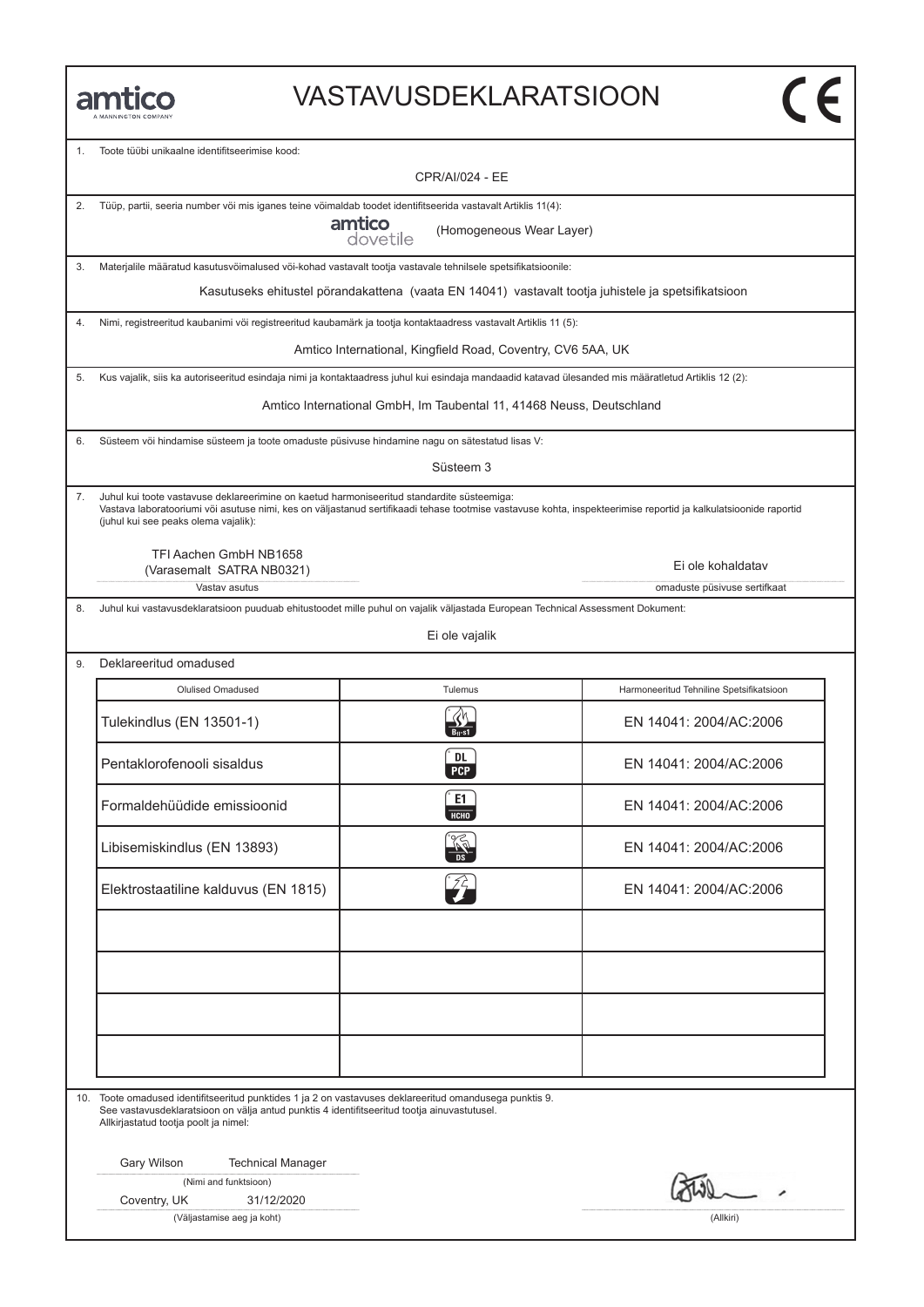amtico
A MANNINGTON COMPANY

# VASTAVUSDEKLARATSIOON

CE

1. Toote tüübi unikaalne identifitseerimise kood:

CPR/AI/024 - EE

2. Tüüp, partii, seeria number või mis iganes teine võimaldab toodet identifitseerida vastavalt Artiklis 11(4):

amtico dovetile (Homogeneous Wear Layer)

3. Materjalile määratud kasutusvõimalused või-kohad vastavalt tootja vastavale tehnilsele spetsifikatsioonile:

Kasutuseks ehitustel põrandakattena (vaata EN 14041) vastavalt tootja juhistele ja spetsifikatsioon

4. Nimi, registreeritud kaubanimi või registreeritud kaubamärk ja tootja kontaktaadress vastavalt Artiklis 11 (5):

Amtico International, Kingfield Road, Coventry, CV6 5AA, UK

5. Kus vajalik, siis ka autoriseeritud esindaja nimi ja kontaktaadress juhul kui esindaja mandaadid katavad ülesanded mis määratletud Artiklis 12 (2):

Amtico International GmbH, Im Taubental 11, 41468 Neuss, Deutschland

6. Süsteem või hindamise süsteem ja toote omaduste püsivuse hindamine nagu on sätestatud lisas V:

Süsteem 3

7. Juhul kui toote vastavuse deklareerimine on kaetud harmoniseeritud standardite süsteemiga:
Vastava laboratooriumi või asutuse nimi, kes on väljastanud sertifikaadi tehase tootmise vastavuse kohta, inspekteerimise reportid ja kalkulatsioonide raportid (juhul kui see peaks olema vajalik):

TFI Aachen GmbH NB1658
(Varasemalt SATRA NB0321)
Vastav asutus

Ei ole kohaldatav
omaduste püsivuse sertifkaat

8. Juhul kui vastavusdeklaratsioon puudub ehitustoodet mille puhul on vajalik väljastada European Technical Assessment Dokument:

Ei ole vajalik

9. Deklareeritud omadused

| Olulised Omadused | Tulemus | Harmoneeritud Tehniline Spetsifikatsioon |
|---|---|---|
| Tulekindlus (EN 13501-1) | $B_{fl}$-s1 | EN 14041: 2004/AC:2006 |
| Pentaklorofenooli sisaldus | DL PCP | EN 14041: 2004/AC:2006 |
| Formaldehüüdide emissioonid | E1 HCHO | EN 14041: 2004/AC:2006 |
| Libisemiskindlus (EN 13893) | DS | EN 14041: 2004/AC:2006 |
| Elektrostaatiline kalduvus (EN 1815) | | EN 14041: 2004/AC:2006 |
| | | |
| | | |
| | | |
| | | |

10. Toote omadused identifitseeritud punktides 1 ja 2 on vastavuses deklareeritud omandusega punktis 9.
See vastavusdeklaratsioon on välja antud punktis 4 identifitseeritud tootja ainuvastutusel.
Allkirjastatud tootja poolt ja nimel:

Gary Wilson Technical Manager
(Nimi and funktsioon)

Coventry, UK 31/12/2020
(Väljastamise aeg ja koht)

(Allkiri)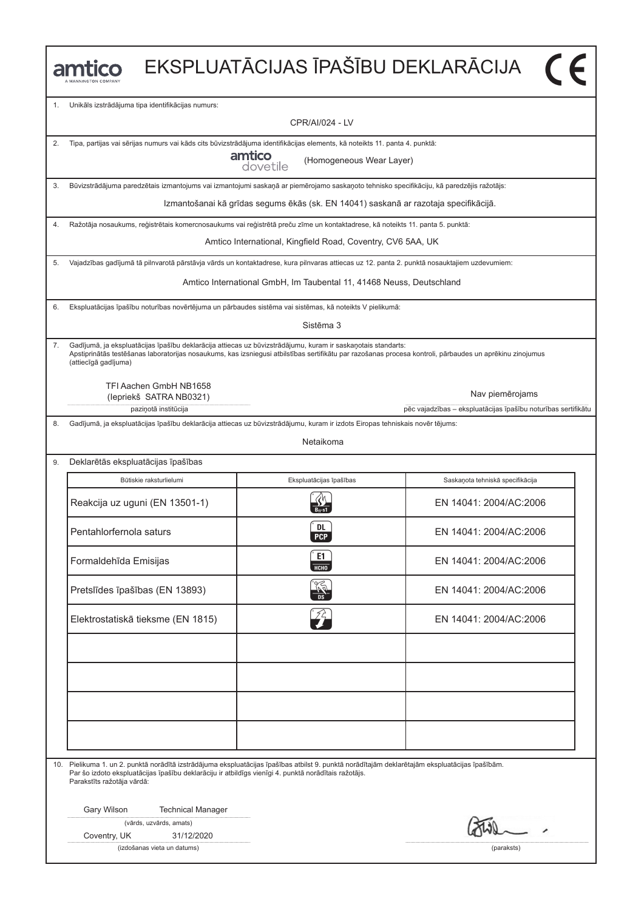amtico
A MANNINGTON COMPANY

# EKSPLUATĀCIJAS ĪPAŠĪBU DEKLARĀCIJA

CE

1. Unikāls izstrādājuma tipa identifikācijas numurs:

   CPR/AI/024 - LV

2. Tipa, partijas vai sērijas numurs vai kāds cits būvizstrādājuma identifikācijas elements, kā noteikts 11. panta 4. punktā:

   amtico dovetile (Homogeneous Wear Layer)

3. Būvizstrādājuma paredzētais izmantojums vai izmantojumi saskaņā ar piemērojamo saskaņoto tehnisko specifikāciju, kā paredzējis ražotājs:

   Izmantošanai kā grīdas segums ēkās (sk. EN 14041) saskanā ar razotaja specifikācijā.

4. Ražotāja nosaukums, reģistrētais komercnosaukums vai reģistrētā preču zīme un kontaktadrese, kā noteikts 11. panta 5. punktā:

   Amtico International, Kingfield Road, Coventry, CV6 5AA, UK

5. Vajadzības gadījumā tā pilnvarotā pārstāvja vārds un kontaktadrese, kura pilnvaras attiecas uz 12. panta 2. punktā nosauktajiem uzdevumiem:

   Amtico International GmbH, Im Taubental 11, 41468 Neuss, Deutschland

6. Ekspluatācijas īpašību noturības novērtējuma un pārbaudes sistēma vai sistēmas, kā noteikts V pielikumā:

   Sistēma 3

7. Gadījumā, ja ekspluatācijas īpašību deklarācija attiecas uz būvizstrādājumu, kuram ir saskaņotais standarts:
   Apstiprinātās testēšanas laboratorijas nosaukums, kas izsniegusi atbilstības sertifikātu par razošanas procesa kontroli, pārbaudes un aprēkinu zinojumus (attiecīgā gadījuma)

   TFI Aachen GmbH NB1658
   (Iepriekš SATRA NB0321)
   paziņotā institūcija

   Nav piemērojams
   pēc vajadzības – ekspluatācijas īpašību noturības sertifikātu

8. Gadījumā, ja ekspluatācijas īpašību deklarācija attiecas uz būvizstrādājumu, kuram ir izdots Eiropas tehniskais novēr tējums:

   Netaikoma

9. Deklarētās ekspluatācijas īpašības

| Būtiskie raksturlielumi | Ekspluatācijas īpašības | Saskaņota tehniskā specifikācija |
|---|---|---|
| Reakcija uz uguni (EN 13501-1) | $B_{fl}$-s1 | EN 14041: 2004/AC:2006 |
| Pentahlorfernola saturs | DL PCP | EN 14041: 2004/AC:2006 |
| Formaldehīda Emisijas | E1 HCHO | EN 14041: 2004/AC:2006 |
| Pretslīdes īpašības (EN 13893) | DS | EN 14041: 2004/AC:2006 |
| Elektrostatiskā tieksme (EN 1815) | | EN 14041: 2004/AC:2006 |
| | | |
| | | |
| | | |
| | | |

10. Pielikuma 1. un 2. punktā norādītā izstrādājuma ekspluatācijas īpašības atbilst 9. punktā norādītajām deklarētajām ekspluatācijas īpašībām.
    Par šo izdoto ekspluatācijas īpašību deklarāciju ir atbildīgs vienīgi 4. punktā norādītais ražotājs.
    Parakstīts ražotāja vārdā:

    Gary Wilson Technical Manager
    (vārds, uzvārds, amats)

    Coventry, UK 31/12/2020
    (izdošanas vieta un datums)

    (paraksts)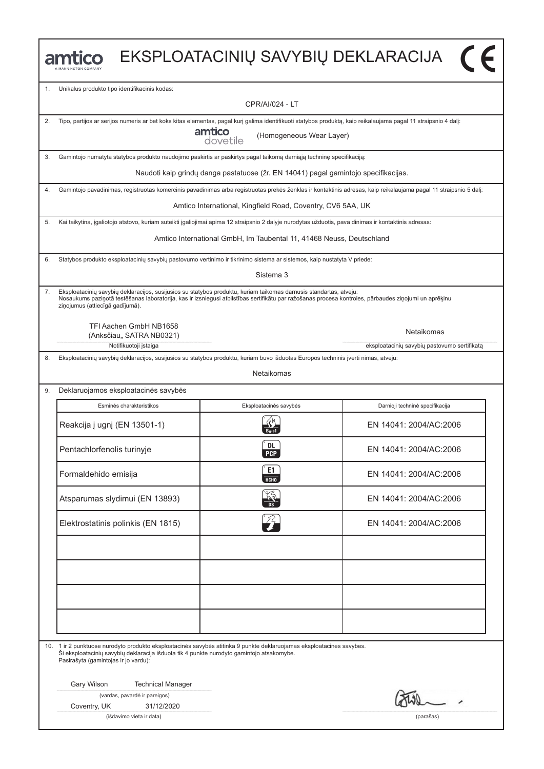# amtico EKSPLOATACINIŲ SAVYBIŲ DEKLARACIJA

1. Unikalus produkto tipo identifikacinis kodas:

CPR/AI/024 - LT

2. Tipo, partijos ar serijos numeris ar bet koks kitas elementas, pagal kurį galima identifikuoti statybos produktą, kaip reikalaujama pagal 11 straipsnio 4 dalį:

amtico dovetile (Homogeneous Wear Layer)

3. Gamintojo numatyta statybos produkto naudojimo paskirtis ar paskirtys pagal taikomą darniąją techninę specifikaciją:

Naudoti kaip grindų danga pastatuose (žr. EN 14041) pagal gamintojo specifikacijas.

4. Gamintojo pavadinimas, registruotas komercinis pavadinimas arba registruotas prekės ženklas ir kontaktinis adresas, kaip reikalaujama pagal 11 straipsnio 5 dalį:

Amtico International, Kingfield Road, Coventry, CV6 5AA, UK

5. Kai taikytina, įgaliotojo atstovo, kuriam suteikti įgaliojimai apima 12 straipsnio 2 dalyje nurodytas užduotis, pava dinimas ir kontaktinis adresas:

Amtico International GmbH, Im Taubental 11, 41468 Neuss, Deutschland

6. Statybos produkto eksploatacinių savybių pastovumo vertinimo ir tikrinimo sistema ar sistemos, kaip nustatyta V priede:

Sistema 3

7. Eksploatacinių savybių deklaracijos, susijusios su statybos produktu, kuriam taikomas darnusis standartas, atveju:
Nosaukums paziņotā testēšanas laboratorija, kas ir izsniegusi atbilstības sertifikātu par ražošanas procesa kontroles, pārbaudes ziņojumi un aprēķinu ziņojumus (attiecīgā gadījumā).

TFI Aachen GmbH NB1658
(Anksčiau„ SATRA NB0321)
Notifikuotoji įstaiga

Netaikomas
eksploatacinių savybių pastovumo sertifikatą

8. Eksploatacinių savybių deklaracijos, susijusios su statybos produktu, kuriam buvo išduotas Europos techninis įverti nimas, atveju:

Netaikomas

9. Deklaruojamos eksploatacinės savybės

| Esminės charakteristikos | Eksploatacinės savybės | Darnioji techninė specifikacija |
|---|---|---|
| Reakcija į ugnį (EN 13501-1) | $B_{fl}$-s1 | EN 14041: 2004/AC:2006 |
| Pentachlorfenolis turinyje | DL PCP | EN 14041: 2004/AC:2006 |
| Formaldehido emisija | E1 HCHO | EN 14041: 2004/AC:2006 |
| Atsparumas slydimui (EN 13893) | DS | EN 14041: 2004/AC:2006 |
| Elektrostatinis polinkis (EN 1815) | | EN 14041: 2004/AC:2006 |
| | | |
| | | |
| | | |
| | | |

10. 1 ir 2 punktuose nurodyto produkto eksploatacinės savybės atitinka 9 punkte deklaruojamas eksploatacines savybes.
Ši eksploatacinių savybių deklaracija išduota tik 4 punkte nurodyto gamintojo atsakomybe.
Pasirašyta (gamintojas ir jo vardu):

Gary Wilson Technical Manager
(vardas, pavardė ir pareigos)

Coventry, UK 31/12/2020
(išdavimo vieta ir data)

(parašas)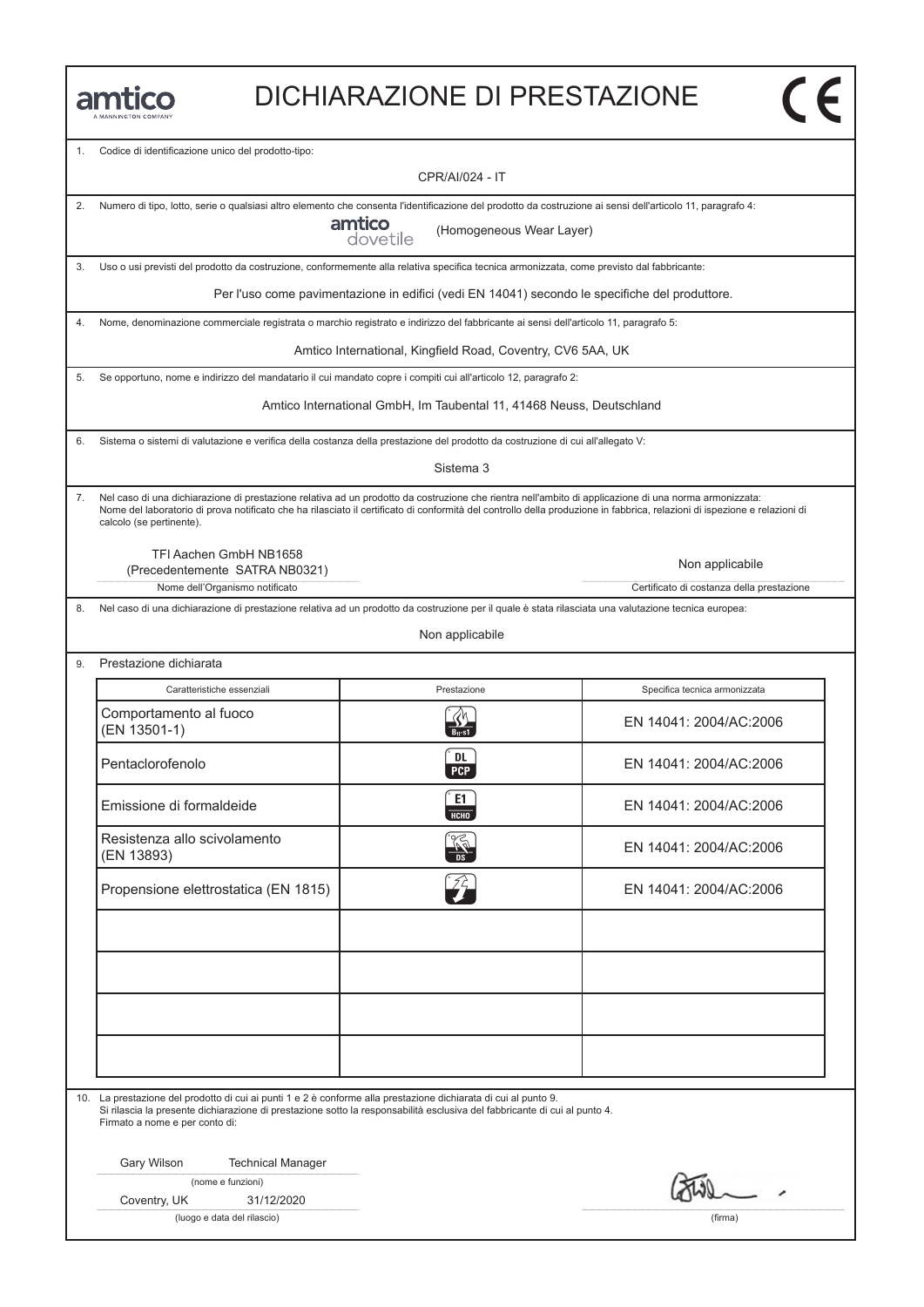amtico
A MANNINGTON COMPANY

# DICHIARAZIONE DI PRESTAZIONE

CE

1. Codice di identificazione unico del prodotto-tipo:

CPR/AI/024 - IT

2. Numero di tipo, lotto, serie o qualsiasi altro elemento che consenta l'identificazione del prodotto da costruzione ai sensi dell'articolo 11, paragrafo 4:

amtico dovetile (Homogeneous Wear Layer)

3. Uso o usi previsti del prodotto da costruzione, conformemente alla relativa specifica tecnica armonizzata, come previsto dal fabbricante:

Per l'uso come pavimentazione in edifici (vedi EN 14041) secondo le specifiche del produttore.

4. Nome, denominazione commerciale registrata o marchio registrato e indirizzo del fabbricante ai sensi dell'articolo 11, paragrafo 5:

Amtico International, Kingfield Road, Coventry, CV6 5AA, UK

5. Se opportuno, nome e indirizzo del mandatario il cui mandato copre i compiti cui all'articolo 12, paragrafo 2:

Amtico International GmbH, Im Taubental 11, 41468 Neuss, Deutschland

6. Sistema o sistemi di valutazione e verifica della costanza della prestazione del prodotto da costruzione di cui all'allegato V:

Sistema 3

7. Nel caso di una dichiarazione di prestazione relativa ad un prodotto da costruzione che rientra nell'ambito di applicazione di una norma armonizzata: Nome del laboratorio di prova notificato che ha rilasciato il certificato di conformità del controllo della produzione in fabbrica, relazioni di ispezione e relazioni di calcolo (se pertinente).

| TFI Aachen GmbH NB1658 (Precedentemente SATRA NB0321) | Non applicabile |
|---|---|
| Nome dell'Organismo notificato | Certificato di costanza della prestazione |

8. Nel caso di una dichiarazione di prestazione relativa ad un prodotto da costruzione per il quale è stata rilasciata una valutazione tecnica europea:

Non applicabile

9. Prestazione dichiarata

| Caratteristiche essenziali | Prestazione | Specifica tecnica armonizzata |
|---|---|---|
| Comportamento al fuoco (EN 13501-1) | $B_{fl}$-s1 | EN 14041: 2004/AC:2006 |
| Pentaclorofenolo | DL PCP | EN 14041: 2004/AC:2006 |
| Emissione di formaldeide | E1 HCHO | EN 14041: 2004/AC:2006 |
| Resistenza allo scivolamento (EN 13893) | DS | EN 14041: 2004/AC:2006 |
| Propensione elettrostatica (EN 1815) | | EN 14041: 2004/AC:2006 |
| | | |
| | | |
| | | |
| | | |

10. La prestazione del prodotto di cui ai punti 1 e 2 è conforme alla prestazione dichiarata di cui al punto 9.
Si rilascia la presente dichiarazione di prestazione sotto la responsabilità esclusiva del fabbricante di cui al punto 4.
Firmato a nome e per conto di:

Gary Wilson Technical Manager
(nome e funzioni)

Coventry, UK 31/12/2020
(luogo e data del rilascio)

(firma)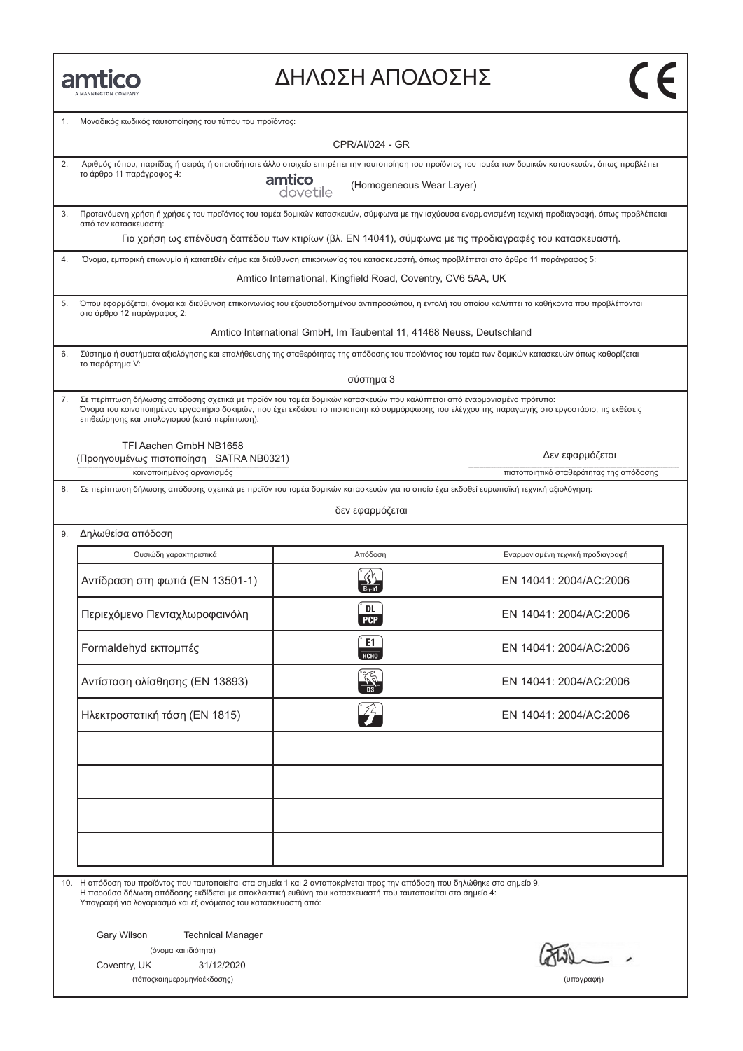amtico
A MANNINGTON COMPANY

# ΔΗΛΩΣΗ ΑΠΟΔΟΣΗΣ

CE

1. Μοναδικός κωδικός ταυτοποίησης του τύπου του προϊόντος:

CPR/AI/024 - GR

2. Αριθμός τύπου, παρτίδας ή σειράς ή οποιοδήποτε άλλο στοιχείο επιτρέπει την ταυτοποίηση του προϊόντος του τομέα των δομικών κατασκευών, όπως προβλέπει το άρθρο 11 παράγραφος 4:

amtico dovetile (Homogeneous Wear Layer)

3. Προτεινόμενη χρήση ή χρήσεις του προϊόντος του τομέα δομικών κατασκευών, σύμφωνα με την ισχύουσα εναρμονισμένη τεχνική προδιαγραφή, όπως προβλέπεται από τον κατασκευαστή:

Για χρήση ως επένδυση δαπέδου των κτιρίων (βλ. EN 14041), σύμφωνα με τις προδιαγραφές του κατασκευαστή.

4. Όνομα, εμπορική επωνυμία ή κατατεθέν σήμα και διεύθυνση επικοινωνίας του κατασκευαστή, όπως προβλέπεται στο άρθρο 11 παράγραφος 5:

Amtico International, Kingfield Road, Coventry, CV6 5AA, UK

5. Όπου εφαρμόζεται, όνομα και διεύθυνση επικοινωνίας του εξουσιοδοτημένου αντιπροσώπου, η εντολή του οποίου καλύπτει τα καθήκοντα που προβλέπονται στο άρθρο 12 παράγραφος 2:

Amtico International GmbH, Im Taubental 11, 41468 Neuss, Deutschland

6. Σύστημα ή συστήματα αξιολόγησης και επαλήθευσης της σταθερότητας της απόδοσης του προϊόντος του τομέα των δομικών κατασκευών όπως καθορίζεται το παράρτημα V:

σύστημα 3

7. Σε περίπτωση δήλωσης απόδοσης σχετικά με προϊόν του τομέα δομικών κατασκευών που καλύπτεται από εναρμονισμένο πρότυπο:
Όνομα του κοινοποιημένου εργαστήριο δοκιμών, που έχει εκδώσει το πιστοποιητικό συμμόρφωσης του ελέγχου της παραγωγής στο εργοστάσιο, τις εκθέσεις επιθεώρησης και υπολογισμού (κατά περίπτωση).

TFI Aachen GmbH NB1658
(Προηγουμένως πιστοποίηση SATRA NB0321)
κοινοποιημένος οργανισμός

Δεν εφαρμόζεται
πιστοποιητικό σταθερότητας της απόδοσης

8. Σε περίπτωση δήλωσης απόδοσης σχετικά με προϊόν του τομέα δομικών κατασκευών για το οποίο έχει εκδοθεί ευρωπαϊκή τεχνική αξιολόγηση:

δεν εφαρμόζεται

9. Δηλωθείσα απόδοση

| Ουσιώδη χαρακτηριστικά | Απόδοση | Εναρμονισμένη τεχνική προδιαγραφή |
|---|---|---|
| Αντίδραση στη φωτιά (EN 13501-1) | $B_{fl}$-s1 | EN 14041: 2004/AC:2006 |
| Περιεχόμενο Πενταχλωροφαινόλη | DL PCP | EN 14041: 2004/AC:2006 |
| Formaldehyd εκπομπές | E1 HCHO | EN 14041: 2004/AC:2006 |
| Αντίσταση ολίσθησης (EN 13893) | DS | EN 14041: 2004/AC:2006 |
| Ηλεκτροστατική τάση (EN 1815) | | EN 14041: 2004/AC:2006 |
| | | |
| | | |
| | | |
| | | |

10. Η απόδοση του προϊόντος που ταυτοποιείται στα σημεία 1 και 2 ανταποκρίνεται προς την απόδοση που δηλώθηκε στο σημείο 9.
Η παρούσα δήλωση απόδοσης εκδίδεται με αποκλειστική ευθύνη του κατασκευαστή που ταυτοποιείται στο σημείο 4:
Υπογραφή για λογαριασμό και εξ ονόματος του κατασκευαστή από:

Gary Wilson Technical Manager
(όνομα και ιδιότητα)

Coventry, UK 31/12/2020
(τόποςκαιημερομηνίαέκδοσης)

(υπογραφή)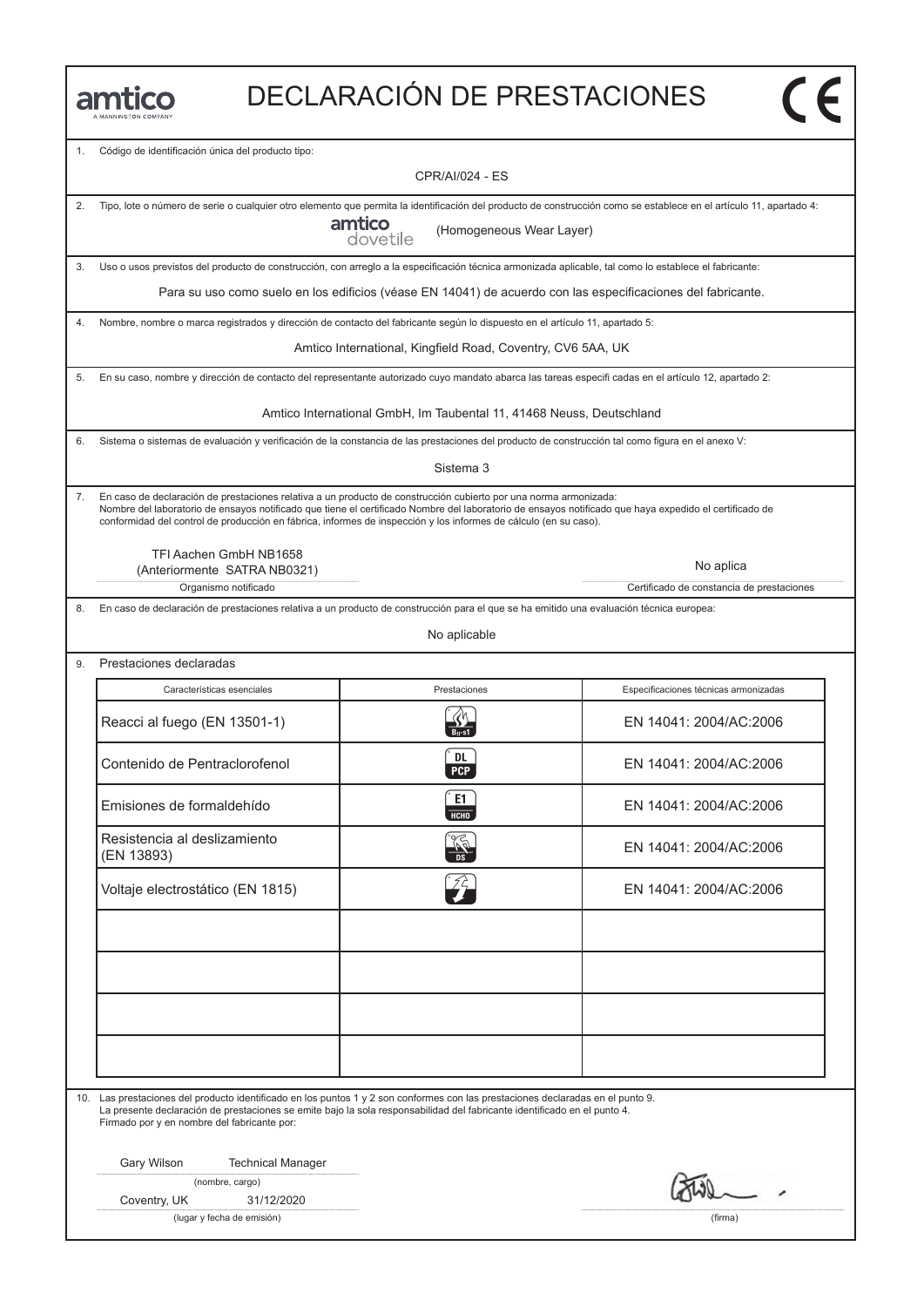amtico
A MANNINGTON COMPANY

# DECLARACIÓN DE PRESTACIONES

CE

1. Código de identificación única del producto tipo:

CPR/AI/024 - ES

2. Tipo, lote o número de serie o cualquier otro elemento que permita la identificación del producto de construcción como se establece en el artículo 11, apartado 4:

amtico dovetile (Homogeneous Wear Layer)

3. Uso o usos previstos del producto de construcción, con arreglo a la especificación técnica armonizada aplicable, tal como lo establece el fabricante:

Para su uso como suelo en los edificios (véase EN 14041) de acuerdo con las especificaciones del fabricante.

4. Nombre, nombre o marca registrados y dirección de contacto del fabricante según lo dispuesto en el artículo 11, apartado 5:

Amtico International, Kingfield Road, Coventry, CV6 5AA, UK

5. En su caso, nombre y dirección de contacto del representante autorizado cuyo mandato abarca las tareas especifi cadas en el artículo 12, apartado 2:

Amtico International GmbH, Im Taubental 11, 41468 Neuss, Deutschland

6. Sistema o sistemas de evaluación y verificación de la constancia de las prestaciones del producto de construcción tal como figura en el anexo V:

Sistema 3

7. En caso de declaración de prestaciones relativa a un producto de construcción cubierto por una norma armonizada:
Nombre del laboratorio de ensayos notificado que tiene el certificado Nombre del laboratorio de ensayos notificado que haya expedido el certificado de conformidad del control de producción en fábrica, informes de inspección y los informes de cálculo (en su caso).

| TFI Aachen GmbH NB1658 (Anteriormente SATRA NB0321) | No aplica |
|---|---|
| Organismo notificado | Certificado de constancia de prestaciones |

8. En caso de declaración de prestaciones relativa a un producto de construcción para el que se ha emitido una evaluación técnica europea:

No aplicable

9. Prestaciones declaradas

| Características esenciales | Prestaciones | Especificaciones técnicas armonizadas |
|---|---|---|
| Reacci al fuego (EN 13501-1) | $B_{fl}$-s1 | EN 14041: 2004/AC:2006 |
| Contenido de Pentraclorofenol | DL PCP | EN 14041: 2004/AC:2006 |
| Emisiones de formaldehído | E1 HCHO | EN 14041: 2004/AC:2006 |
| Resistencia al deslizamiento (EN 13893) | DS | EN 14041: 2004/AC:2006 |
| Voltaje electrostático (EN 1815) | | EN 14041: 2004/AC:2006 |
| | | |
| | | |
| | | |
| | | |

10. Las prestaciones del producto identificado en los puntos 1 y 2 son conformes con las prestaciones declaradas en el punto 9.
La presente declaración de prestaciones se emite bajo la sola responsabilidad del fabricante identificado en el punto 4.
Firmado por y en nombre del fabricante por:

Gary Wilson Technical Manager
(nombre, cargo)

Coventry, UK 31/12/2020
(lugar y fecha de emisión)

(firma)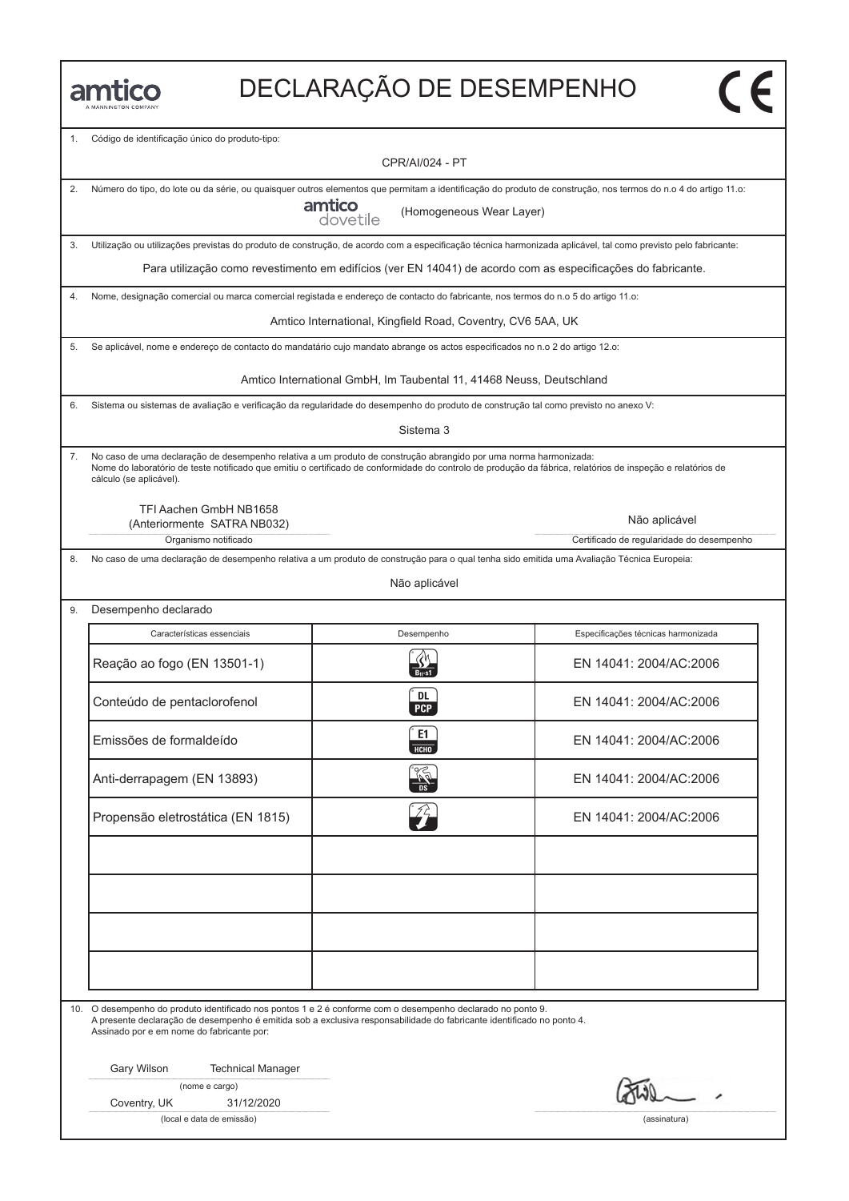amtico
A MANNINGTON COMPANY

# DECLARAÇÃO DE DESEMPENHO

CE

1. Código de identificação único do produto-tipo:

CPR/AI/024 - PT

2. Número do tipo, do lote ou da série, ou quaisquer outros elementos que permitam a identificação do produto de construção, nos termos do n.o 4 do artigo 11.o:

amtico dovetile (Homogeneous Wear Layer)

3. Utilização ou utilizações previstas do produto de construção, de acordo com a especificação técnica harmonizada aplicável, tal como previsto pelo fabricante:

Para utilização como revestimento em edifícios (ver EN 14041) de acordo com as especificações do fabricante.

4. Nome, designação comercial ou marca comercial registada e endereço de contacto do fabricante, nos termos do n.o 5 do artigo 11.o:

Amtico International, Kingfield Road, Coventry, CV6 5AA, UK

5. Se aplicável, nome e endereço de contacto do mandatário cujo mandato abrange os actos especificados no n.o 2 do artigo 12.o:

Amtico International GmbH, Im Taubental 11, 41468 Neuss, Deutschland

6. Sistema ou sistemas de avaliação e verificação da regularidade do desempenho do produto de construção tal como previsto no anexo V:

Sistema 3

7. No caso de uma declaração de desempenho relativa a um produto de construção abrangido por uma norma harmonizada:
Nome do laboratório de teste notificado que emitiu o certificado de conformidade do controlo de produção da fábrica, relatórios de inspeção e relatórios de cálculo (se aplicável).

| TFI Aachen GmbH NB1658 (Anteriormente SATRA NB032) | Não aplicável |
|---|---|
| Organismo notificado | Certificado de regularidade do desempenho |

8. No caso de uma declaração de desempenho relativa a um produto de construção para o qual tenha sido emitida uma Avaliação Técnica Europeia:

Não aplicável

9. Desempenho declarado

| Características essenciais | Desempenho | Especificações técnicas harmonizada |
|---|---|---|
| Reação ao fogo (EN 13501-1) | Bfl-s1 | EN 14041: 2004/AC:2006 |
| Conteúdo de pentaclorofenol | DL PCP | EN 14041: 2004/AC:2006 |
| Emissões de formaldeído | E1 HCHO | EN 14041: 2004/AC:2006 |
| Anti-derrapagem (EN 13893) | DS | EN 14041: 2004/AC:2006 |
| Propensão eletrostática (EN 1815) | | EN 14041: 2004/AC:2006 |
| | | |
| | | |
| | | |
| | | |

10. O desempenho do produto identificado nos pontos 1 e 2 é conforme com o desempenho declarado no ponto 9.
A presente declaração de desempenho é emitida sob a exclusiva responsabilidade do fabricante identificado no ponto 4.
Assinado por e em nome do fabricante por:

Gary Wilson Technical Manager
(nome e cargo)

Coventry, UK 31/12/2020
(local e data de emissão)

(assinatura)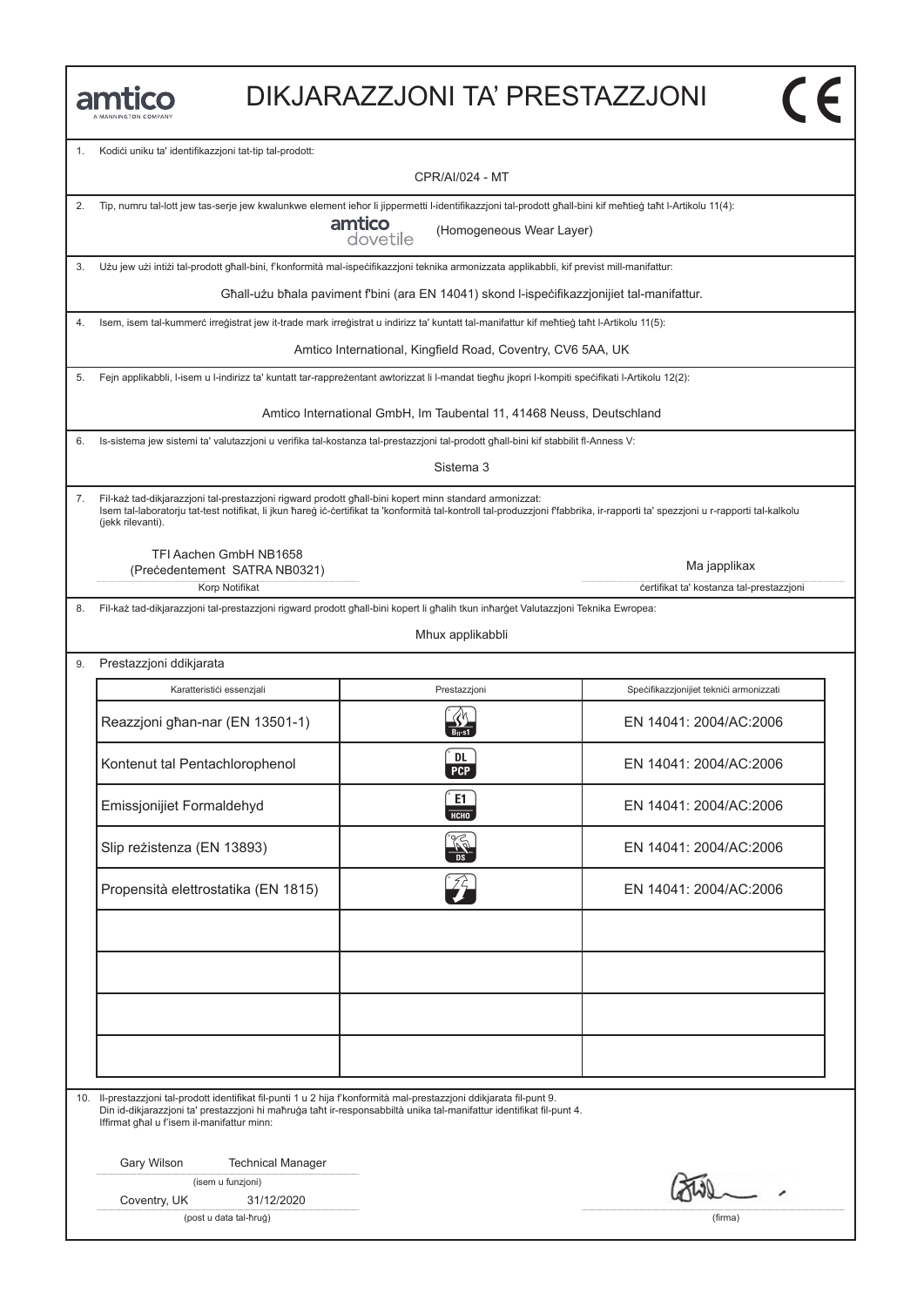amtico
A MANNINGTON COMPANY

# DIKJARAZZJONI TA' PRESTAZZJONI

CE

1. Kodiċi uniku ta' identifikazzjoni tat-tip tal-prodott:

CPR/AI/024 - MT

2. Tip, numru tal-lott jew tas-serje jew kwalunkwe element ieħor li jippermetti l-identifikazzjoni tal-prodott għall-bini kif meħtieġ taħt l-Artikolu 11(4):

amtico dovetile (Homogeneous Wear Layer)

3. Użu jew użi intiżi tal-prodott għall-bini, f'konformità mal-ispeċifikazzjoni teknika armonizzata applikabbli, kif previst mill-manifattur:

Għall-użu bħala paviment f'bini (ara EN 14041) skond l-ispeċifikazzjonijiet tal-manifattur.

4. Isem, isem tal-kummerċ irreġistrat jew it-trade mark irreġistrat u indirizz ta' kuntatt tal-manifattur kif meħtieġ taħt l-Artikolu 11(5):

Amtico International, Kingfield Road, Coventry, CV6 5AA, UK

5. Fejn applikabbli, l-isem u l-indirizz ta' kuntatt tar-rappreżentant awtorizzat li l-mandat tiegħu jkopri l-kompiti speċifikati l-Artikolu 12(2):

Amtico International GmbH, Im Taubental 11, 41468 Neuss, Deutschland

6. Is-sistema jew sistemi ta' valutazzjoni u verifika tal-kostanza tal-prestazzjoni tal-prodott għall-bini kif stabbilit fl-Anness V:

Sistema 3

7. Fil-każ tad-dikjarazzjoni tal-prestazzjoni rigward prodott għall-bini kopert minn standard armonizzat:
Isem tal-laboratorju tat-test notifikat, li jkun ħareġ iċ-ċertifikat ta 'konformità tal-kontroll tal-produzzjoni f'fabbrika, ir-rapporti ta' spezzjoni u r-rapporti tal-kalkolu (jekk rilevanti).

TFI Aachen GmbH NB1658
(Preċedentement SATRA NB0321)
Korp Notifikat

Ma japplikax
ċertifikat ta' kostanza tal-prestazzjoni

8. Fil-każ tad-dikjarazzjoni tal-prestazzjoni rigward prodott għall-bini kopert li għalih tkun inħarġet Valutazzjoni Teknika Ewropea:

Mhux applikabbli

9. Prestazzjoni ddikjarata

| Karatteristiċi essenzjali | Prestazzjoni | Speċifikazzjonijiet tekniċi armonizzati |
|---|---|---|
| Reazzjoni għan-nar (EN 13501-1) | $B_{fl}$-s1 | EN 14041: 2004/AC:2006 |
| Kontenut tal Pentachlorophenol | DL PCP | EN 14041: 2004/AC:2006 |
| Emissjonijiet Formaldehyd | E1 HCHO | EN 14041: 2004/AC:2006 |
| Slip reżistenza (EN 13893) | DS | EN 14041: 2004/AC:2006 |
| Propensità elettrostatika (EN 1815) | | EN 14041: 2004/AC:2006 |
| | | |
| | | |
| | | |
| | | |

10. Il-prestazzjoni tal-prodott identifikat fil-punti 1 u 2 hija f'konformità mal-prestazzjoni ddikjarata fil-punt 9.
Din id-dikjarazzjoni ta' prestazzjoni hi maħruġa taħt ir-responsabbiltà unika tal-manifattur identifikat fil-punt 4.
Iffirmat għal u f'isem il-manifattur minn:

Gary Wilson Technical Manager
(isem u funzjoni)

Coventry, UK 31/12/2020
(post u data tal-ħruġ)

(firma)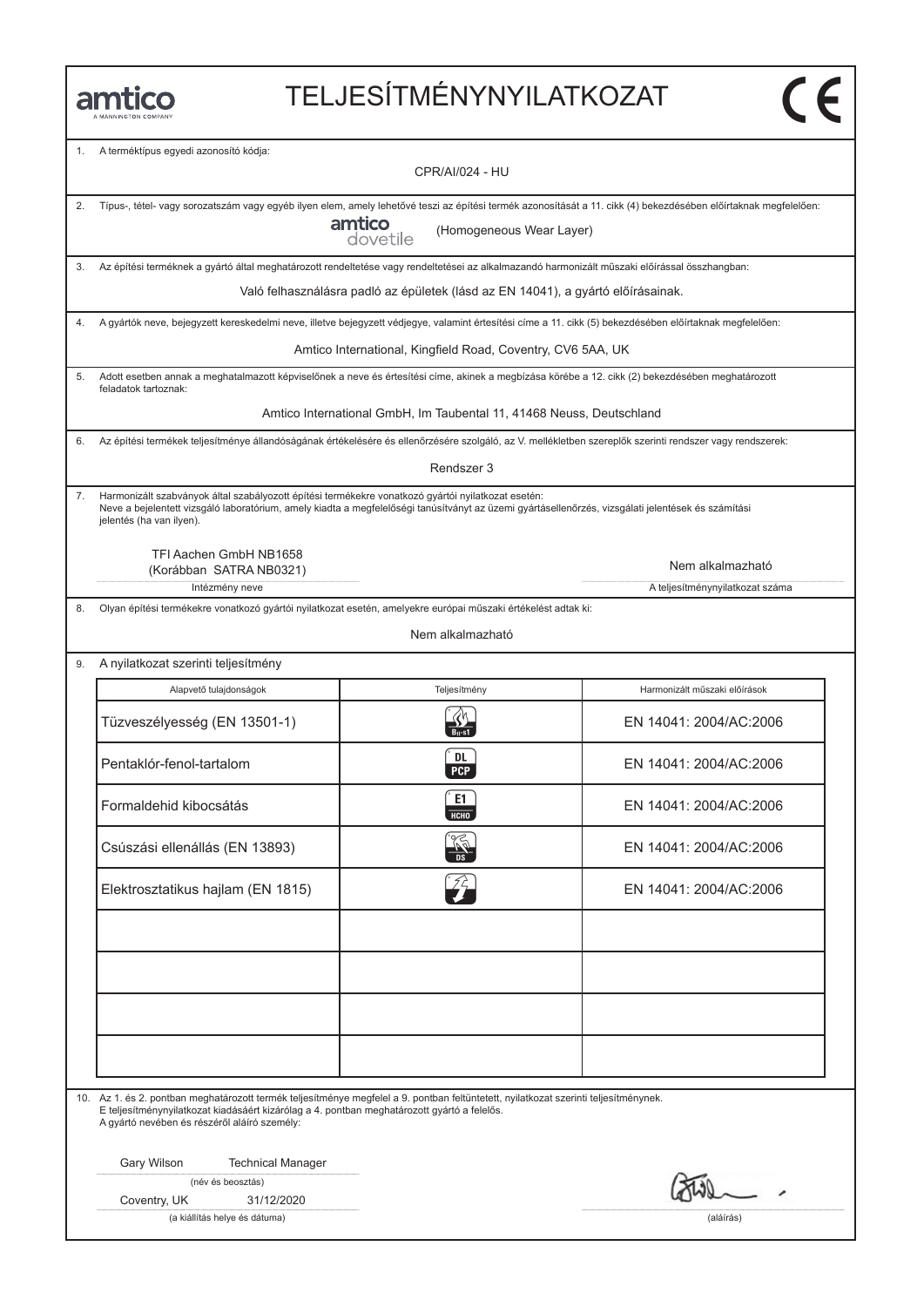amtico
A MANNINGTON COMPANY

# TELJESÍTMÉNYNYILATKOZAT

CE

1. A terméktípus egyedi azonosító kódja:

CPR/AI/024 - HU

2. Típus-, tétel- vagy sorozatszám vagy egyéb ilyen elem, amely lehetővé teszi az építési termék azonosítását a 11. cikk (4) bekezdésében előírtaknak megfelelően:

amtico dovetile (Homogeneous Wear Layer)

3. Az építési terméknek a gyártó által meghatározott rendeltetése vagy rendeltetései az alkalmazandó harmonizált műszaki előírással összhangban:

Való felhasználásra padló az épületek (lásd az EN 14041), a gyártó előírásainak.

4. A gyártók neve, bejegyzett kereskedelmi neve, illetve bejegyzett védjegye, valamint értesítési címe a 11. cikk (5) bekezdésében előírtaknak megfelelően:

Amtico International, Kingfield Road, Coventry, CV6 5AA, UK

5. Adott esetben annak a meghatalmazott képviselőnek a neve és értesítési címe, akinek a megbízása körébe a 12. cikk (2) bekezdésében meghatározott feladatok tartoznak:

Amtico International GmbH, Im Taubental 11, 41468 Neuss, Deutschland

6. Az építési termékek teljesítménye állandóságának értékelésére és ellenőrzésére szolgáló, az V. mellékletben szereplők szerinti rendszer vagy rendszerek:

Rendszer 3

7. Harmonizált szabványok által szabályozott építési termékekre vonatkozó gyártói nyilatkozat esetén:
Neve a bejelentett vizsgáló laboratórium, amely kiadta a megfelelőségi tanúsítványt az üzemi gyártásellenőrzés, vizsgálati jelentések és számítási jelentés (ha van ilyen).

| TFI Aachen GmbH NB1658 (Korábban SATRA NB0321) | Nem alkalmazható |
|---|---|
| Intézmény neve | A teljesítménynyilatkozat száma |

8. Olyan építési termékekre vonatkozó gyártói nyilatkozat esetén, amelyekre európai műszaki értékelést adtak ki:

Nem alkalmazható

9. A nyilatkozat szerinti teljesítmény

| Alapvető tulajdonságok | Teljesítmény | Harmonizált műszaki előírások |
|---|---|---|
| Tüzveszélyesség (EN 13501-1) | $B_{fl}$-s1 | EN 14041: 2004/AC:2006 |
| Pentaklór-fenol-tartalom | DL PCP | EN 14041: 2004/AC:2006 |
| Formaldehid kibocsátás | E1 HCHO | EN 14041: 2004/AC:2006 |
| Csúszási ellenállás (EN 13893) | DS | EN 14041: 2004/AC:2006 |
| Elektrosztatikus hajlam (EN 1815) | | EN 14041: 2004/AC:2006 |
| | | |
| | | |
| | | |
| | | |

10. Az 1. és 2. pontban meghatározott termék teljesítménye megfelel a 9. pontban feltüntetett, nyilatkozat szerinti teljesítménynek.
E teljesítménynyilatkozat kiadásáért kizárólag a 4. pontban meghatározott gyártó a felelős.
A gyártó nevében és részéről aláíró személy:

Gary Wilson Technical Manager
(név és beosztás)

Coventry, UK 31/12/2020
(a kiállítás helye és dátuma)

(aláírás)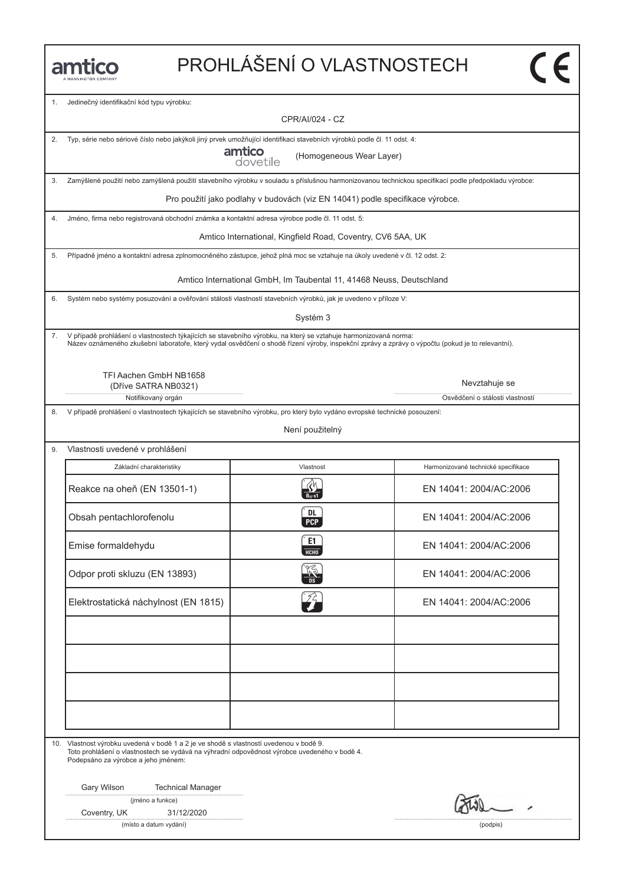amtico
A MANNINGTON COMPANY

# PROHLÁŠENÍ O VLASTNOSTECH

CE

1. Jedinečný identifikační kód typu výrobku:

CPR/AI/024 - CZ

2. Typ, série nebo sériové číslo nebo jakýkoli jiný prvek umožňující identifikaci stavebních výrobků podle čl. 11 odst. 4:

amtico dovetile (Homogeneous Wear Layer)

3. Zamýšlené použití nebo zamýšlená použití stavebního výrobku v souladu s příslušnou harmonizovanou technickou specifikací podle předpokladu výrobce:

Pro použití jako podlahy v budovách (viz EN 14041) podle specifikace výrobce.

4. Jméno, firma nebo registrovaná obchodní známka a kontaktní adresa výrobce podle čl. 11 odst. 5:

Amtico International, Kingfield Road, Coventry, CV6 5AA, UK

5. Případně jméno a kontaktní adresa zplnomocněného zástupce, jehož plná moc se vztahuje na úkoly uvedené v čl. 12 odst. 2:

Amtico International GmbH, Im Taubental 11, 41468 Neuss, Deutschland

6. Systém nebo systémy posuzování a ověřování stálosti vlastností stavebních výrobků, jak je uvedeno v příloze V:

Systém 3

7. V případě prohlášení o vlastnostech týkajících se stavebního výrobku, na který se vztahuje harmonizovaná norma:
Název oznámeného zkušební laboratoře, který vydal osvědčení o shodě řízení výroby, inspekční zprávy a zprávy o výpočtu (pokud je to relevantní).

| TFI Aachen GmbH NB1658 (Dříve SATRA NB0321) | Nevztahuje se |
|---|---|
| Notifikovaný orgán | Osvědčení o stálosti vlastností |

8. V případě prohlášení o vlastnostech týkajících se stavebního výrobku, pro který bylo vydáno evropské technické posouzení:

Není použitelný

9. Vlastnosti uvedené v prohlášení

| Základní charakteristiky | Vlastnost | Harmonizované technické specifikace |
|---|---|---|
| Reakce na oheň (EN 13501-1) | $B_{fl}$-s1 | EN 14041: 2004/AC:2006 |
| Obsah pentachlorofenolu | DL PCP | EN 14041: 2004/AC:2006 |
| Emise formaldehydu | E1 HCHO | EN 14041: 2004/AC:2006 |
| Odpor proti skluzu (EN 13893) | DS | EN 14041: 2004/AC:2006 |
| Elektrostatická náchylnost (EN 1815) | | EN 14041: 2004/AC:2006 |
| | | |
| | | |
| | | |
| | | |

10. Vlastnost výrobku uvedená v bodě 1 a 2 je ve shodě s vlastností uvedenou v bodě 9.
Toto prohlášení o vlastnostech se vydává na výhradní odpovědnost výrobce uvedeného v bodě 4.
Podepsáno za výrobce a jeho jménem:

Gary Wilson Technical Manager
(jméno a funkce)

Coventry, UK 31/12/2020
(místo a datum vydání)

(podpis)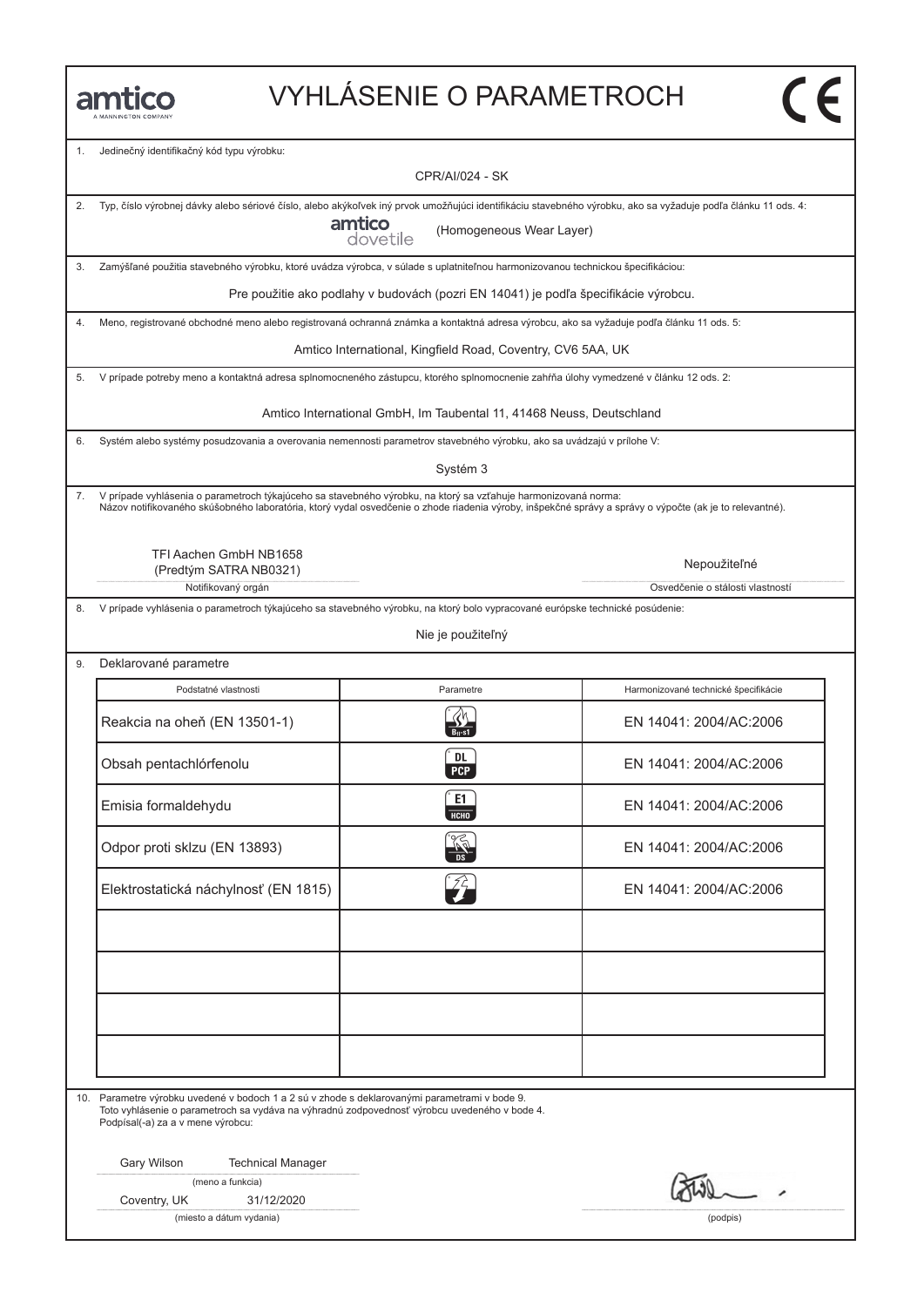amtico
A MANNINGTON COMPANY

# VYHLÁSENIE O PARAMETROCH

CE

1. Jedinečný identifikačný kód typu výrobku:

CPR/AI/024 - SK

2. Typ, číslo výrobnej dávky alebo sériové číslo, alebo akýkoľvek iný prvok umožňujúci identifikáciu stavebného výrobku, ako sa vyžaduje podľa článku 11 ods. 4:

amtico dovetile (Homogeneous Wear Layer)

3. Zamýšľané použitia stavebného výrobku, ktoré uvádza výrobca, v súlade s uplatniteľnou harmonizovanou technickou špecifikáciou:

Pre použitie ako podlahy v budovách (pozri EN 14041) je podľa špecifikácie výrobcu.

4. Meno, registrované obchodné meno alebo registrovaná ochranná známka a kontaktná adresa výrobcu, ako sa vyžaduje podľa článku 11 ods. 5:

Amtico International, Kingfield Road, Coventry, CV6 5AA, UK

5. V prípade potreby meno a kontaktná adresa splnomocneného zástupcu, ktorého splnomocnenie zahŕňa úlohy vymedzené v článku 12 ods. 2:

Amtico International GmbH, Im Taubental 11, 41468 Neuss, Deutschland

6. Systém alebo systémy posudzovania a overovania nemennosti parametrov stavebného výrobku, ako sa uvádzajú v prílohe V:

Systém 3

7. V prípade vyhlásenia o parametroch týkajúceho sa stavebného výrobku, na ktorý sa vzťahuje harmonizovaná norma:
Názov notifikovaného skúšobného laboratória, ktorý vydal osvedčenie o zhode riadenia výroby, inšpekčné správy a správy o výpočte (ak je to relevantné).

TFI Aachen GmbH NB1658
(Predtým SATRA NB0321)
Notifikovaný orgán

Nepoužiteľné
Osvedčenie o stálosti vlastností

8. V prípade vyhlásenia o parametroch týkajúceho sa stavebného výrobku, na ktorý bolo vypracované európske technické posúdenie:

Nie je použiteľný

9. Deklarované parametre

| Podstatné vlastnosti | Parametre | Harmonizované technické špecifikácie |
|---|---|---|
| Reakcia na oheň (EN 13501-1) | $B_{fl}$-s1 | EN 14041: 2004/AC:2006 |
| Obsah pentachlórfenolu | DL PCP | EN 14041: 2004/AC:2006 |
| Emisia formaldehydu | E1 HCHO | EN 14041: 2004/AC:2006 |
| Odpor proti sklzu (EN 13893) | DS | EN 14041: 2004/AC:2006 |
| Elektrostatická náchylnosť (EN 1815) | | EN 14041: 2004/AC:2006 |
| | | |
| | | |
| | | |
| | | |

10. Parametre výrobku uvedené v bodoch 1 a 2 sú v zhode s deklarovanými parametrami v bode 9.
Toto vyhlásenie o parametroch sa vydáva na výhradnú zodpovednosť výrobcu uvedeného v bode 4.
Podpísal(-a) za a v mene výrobcu:

Gary Wilson Technical Manager
(meno a funkcia)

Coventry, UK 31/12/2020
(miesto a dátum vydania)

(podpis)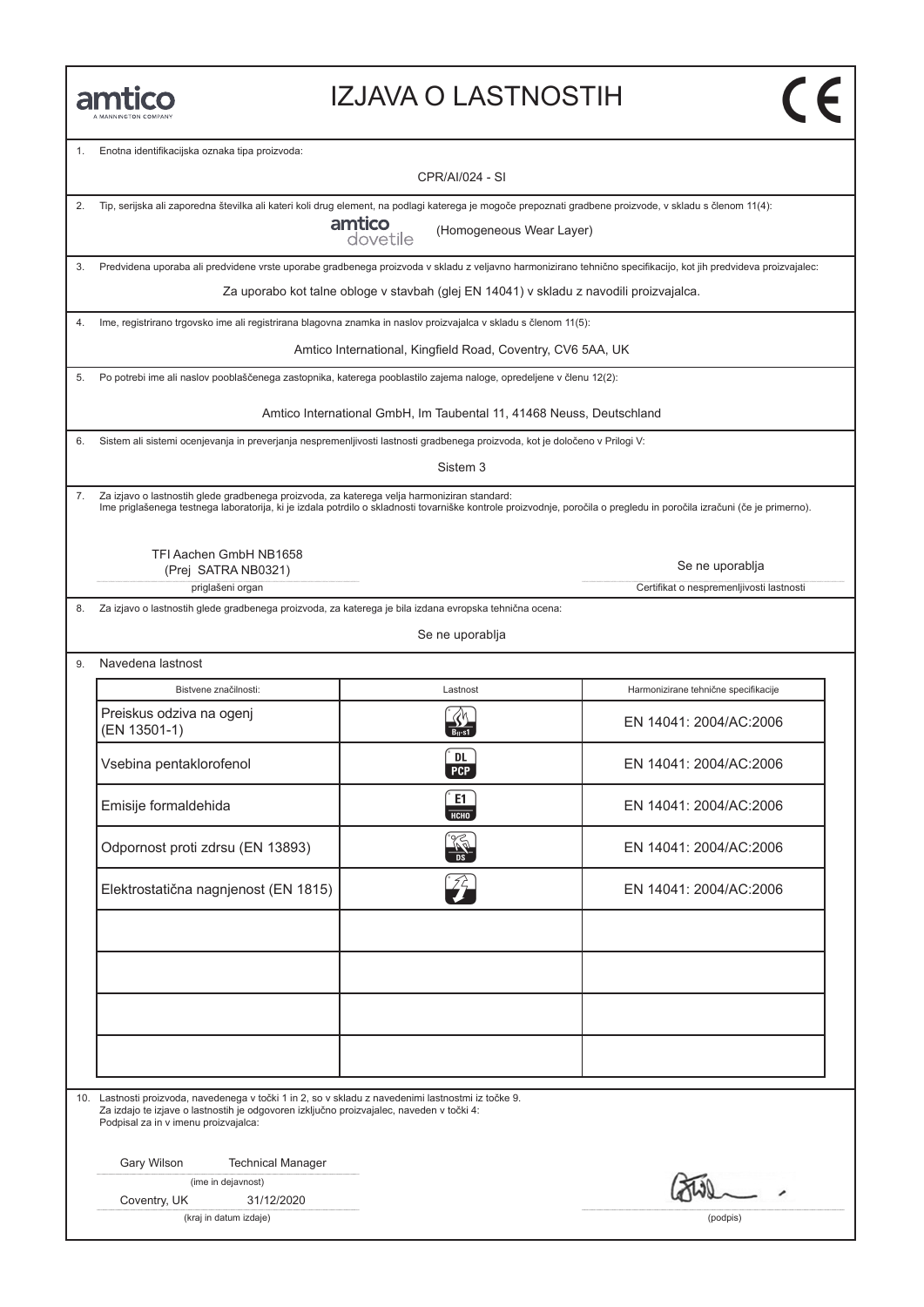amtico
A MANNINGTON COMPANY

# IZJAVA O LASTNOSTIH

CE

1. Enotna identifikacijska oznaka tipa proizvoda:

CPR/AI/024 - SI

2. Tip, serijska ali zaporedna številka ali kateri koli drug element, na podlagi katerega je mogoče prepoznati gradbene proizvode, v skladu s členom 11(4):

amtico dovetile (Homogeneous Wear Layer)

3. Predvidena uporaba ali predvidene vrste uporabe gradbenega proizvoda v skladu z veljavno harmonizirano tehnično specifikacijo, kot jih predvideva proizvajalec:

Za uporabo kot talne obloge v stavbah (glej EN 14041) v skladu z navodili proizvajalca.

4. Ime, registrirano trgovsko ime ali registrirana blagovna znamka in naslov proizvajalca v skladu s členom 11(5):

Amtico International, Kingfield Road, Coventry, CV6 5AA, UK

5. Po potrebi ime ali naslov pooblaščenega zastopnika, katerega pooblastilo zajema naloge, opredeljene v členu 12(2):

Amtico International GmbH, Im Taubental 11, 41468 Neuss, Deutschland

6. Sistem ali sistemi ocenjevanja in preverjanja nespremenljivosti lastnosti gradbenega proizvoda, kot je določeno v Prilogi V:

Sistem 3

7. Za izjavo o lastnostih glede gradbenega proizvoda, za katerega velja harmoniziran standard:
Ime priglašenega testnega laboratorija, ki je izdala potrdilo o skladnosti tovarniške kontrole proizvodnje, poročila o pregledu in poročila izračuni (če je primerno).

TFI Aachen GmbH NB1658
(Prej SATRA NB0321)
priglašeni organ

Se ne uporablja
Certifikat o nespremenljivosti lastnosti

8. Za izjavo o lastnostih glede gradbenega proizvoda, za katerega je bila izdana evropska tehnična ocena:

Se ne uporablja

9. Navedena lastnost

| Bistvene značilnosti: | Lastnost | Harmonizirane tehnične specifikacije |
|---|---|---|
| Preiskus odziva na ogenj (EN 13501-1) | $B_{fl}$-s1 | EN 14041: 2004/AC:2006 |
| Vsebina pentaklorofenol | DL PCP | EN 14041: 2004/AC:2006 |
| Emisije formaldehida | E1 HCHO | EN 14041: 2004/AC:2006 |
| Odpornost proti zdrsu (EN 13893) | DS | EN 14041: 2004/AC:2006 |
| Elektrostatična nagnjenost (EN 1815) | | EN 14041: 2004/AC:2006 |
| | | |
| | | |
| | | |
| | | |

10. Lastnosti proizvoda, navedenega v točki 1 in 2, so v skladu z navedenimi lastnostmi iz točke 9.
Za izdajo te izjave o lastnostih je odgovoren izključno proizvajalec, naveden v točki 4:
Podpisal za in v imenu proizvajalca:

Gary Wilson Technical Manager
(ime in dejavnost)

Coventry, UK 31/12/2020
(kraj in datum izdaje)

(podpis)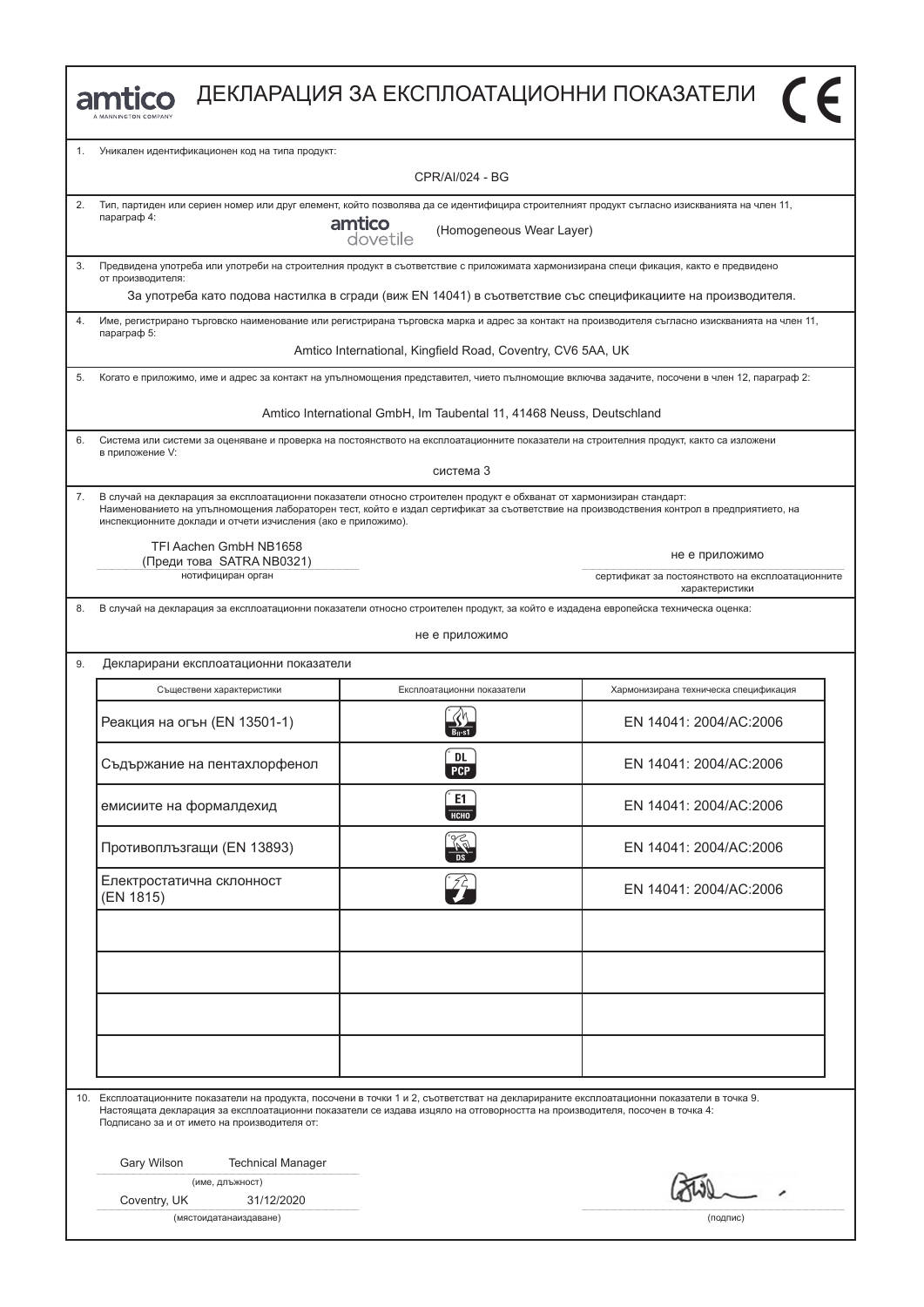# amtico ДЕКЛАРАЦИЯ ЗА ЕКСПЛОАТАЦИОННИ ПОКАЗАТЕЛИ

A MANNINGTON COMPANY

CE

1. Уникален идентификационен код на типа продукт:

CPR/AI/024 - BG

2. Тип, партиден или сериен номер или друг елемент, който позволява да се идентифицира строителният продукт съгласно изискванията на член 11, параграф 4:

amtico dovetile (Homogeneous Wear Layer)

3. Предвидена употреба или употреби на строителния продукт в съответствие с приложимата хармонизирана специ фикация, както е предвидено от производителя:

За употреба като подова настилка в сгради (виж EN 14041) в съответствие със спецификациите на производителя.

4. Име, регистрирано търговско наименование или регистрирана търговска марка и адрес за контакт на производителя съгласно изискванията на член 11, параграф 5:

Amtico International, Kingfield Road, Coventry, CV6 5AA, UK

5. Когато е приложимо, име и адрес за контакт на упълномощения представител, чието пълномощие включва задачите, посочени в член 12, параграф 2:

Amtico International GmbH, Im Taubental 11, 41468 Neuss, Deutschland

6. Система или системи за оценяване и проверка на постоянството на експлоатационните показатели на строителния продукт, както са изложени в приложение V:

система 3

7. В случай на декларация за експлоатационни показатели относно строителен продукт е обхванат от хармонизиран стандарт: Наименованието на упълномощения лабораторен тест, който е издал сертификат за съответствие на производствения контрол в предприятието, на инспекционните доклади и отчети изчисления (ако е приложимо).

TFI Aachen GmbH NB1658
(Преди това SATRA NB0321)
нотифициран орган

не е приложимо
сертификат за постоянството на експлоатационните характеристики

8. В случай на декларация за експлоатационни показатели относно строителен продукт, за който е издадена европейска техническа оценка:

не е приложимо

9. Декларирани експлоатационни показатели

| Съществени характеристики | Експлоатационни показатели | Хармонизирана техническа спецификация |
|---|---|---|
| Реакция на огън (EN 13501-1) | $B_{fl}$-s1 | EN 14041: 2004/AC:2006 |
| Съдържание на пентахлорфенол | DL PCP | EN 14041: 2004/AC:2006 |
| емисиите на формалдехид | E1 HCHO | EN 14041: 2004/AC:2006 |
| Противоплъзгащи (EN 13893) | DS | EN 14041: 2004/AC:2006 |
| Електростатична склонност (EN 1815) | | EN 14041: 2004/AC:2006 |
| | | |
| | | |
| | | |
| | | |

10. Експлоатационните показатели на продукта, посочени в точки 1 и 2, съответстват на декларираните експлоатационни показатели в точка 9. Настоящата декларация за експлоатационни показатели се издава изцяло на отговорността на производителя, посочен в точка 4: Подписано за и от името на производителя от:

Gary Wilson Technical Manager
(име, длъжност)

Coventry, UK 31/12/2020
(мястоидатанаиздаване)

(подпис)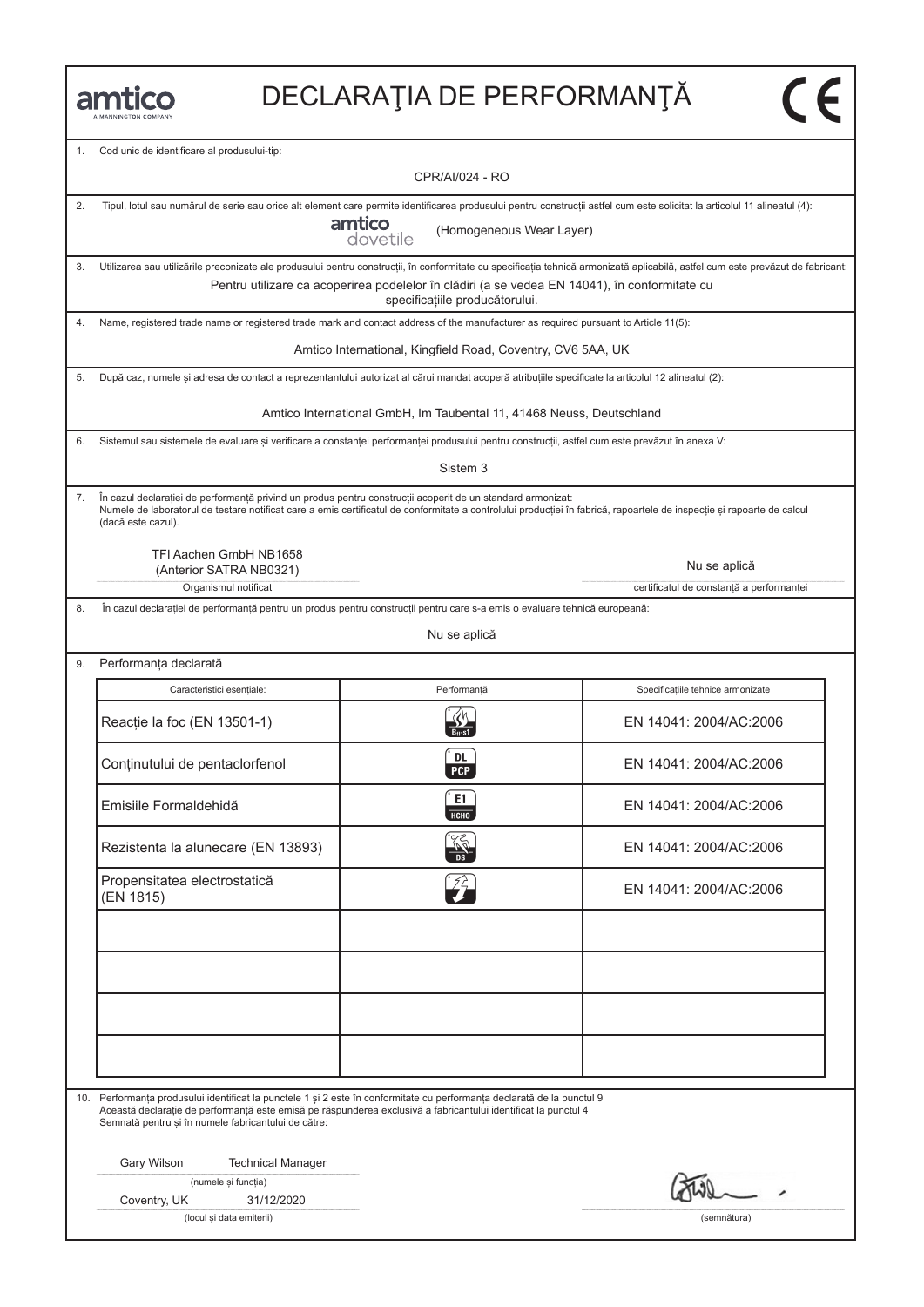amtico
A MANNINGTON COMPANY

# DECLARAŢIA DE PERFORMANŢĂ

CE

1. Cod unic de identificare al produsului-tip:

CPR/AI/024 - RO

2. Tipul, lotul sau numărul de serie sau orice alt element care permite identificarea produsului pentru construcții astfel cum este solicitat la articolul 11 alineatul (4):

amtico dovetile (Homogeneous Wear Layer)

3. Utilizarea sau utilizările preconizate ale produsului pentru construcții, în conformitate cu specificația tehnică armonizată aplicabilă, astfel cum este prevăzut de fabricant:

Pentru utilizare ca acoperirea podelelor în clădiri (a se vedea EN 14041), în conformitate cu specificațiile producătorului.

4. Name, registered trade name or registered trade mark and contact address of the manufacturer as required pursuant to Article 11(5):

Amtico International, Kingfield Road, Coventry, CV6 5AA, UK

5. După caz, numele și adresa de contact a reprezentantului autorizat al cărui mandat acoperă atribuțiile specificate la articolul 12 alineatul (2):

Amtico International GmbH, Im Taubental 11, 41468 Neuss, Deutschland

6. Sistemul sau sistemele de evaluare și verificare a constanței performanței produsului pentru construcții, astfel cum este prevăzut în anexa V:

Sistem 3

7. În cazul declarației de performanță privind un produs pentru construcții acoperit de un standard armonizat:
Numele de laboratorul de testare notificat care a emis certificatul de conformitate a controlului producției în fabrică, rapoartele de inspecție și rapoarte de calcul (dacă este cazul).

TFI Aachen GmbH NB1658
(Anterior SATRA NB0321)
Organismul notificat

Nu se aplică
certificatul de constanță a performanței

8. În cazul declarației de performanță pentru un produs pentru construcții pentru care s-a emis o evaluare tehnică europeană:

Nu se aplică

9. Performanța declarată

| Caracteristici esențiale: | Performanță | Specificațiile tehnice armonizate |
|---|---|---|
| Reacție la foc (EN 13501-1) | $B_{fl}$-s1 | EN 14041: 2004/AC:2006 |
| Conținutului de pentaclorfenol | DL PCP | EN 14041: 2004/AC:2006 |
| Emisiile Formaldehidă | E1 HCHO | EN 14041: 2004/AC:2006 |
| Rezistenta la alunecare (EN 13893) | DS | EN 14041: 2004/AC:2006 |
| Propensitatea electrostatică (EN 1815) | | EN 14041: 2004/AC:2006 |
| | | |
| | | |
| | | |
| | | |

10. Performanța produsului identificat la punctele 1 și 2 este în conformitate cu performanța declarată de la punctul 9
Această declarație de performanță este emisă pe răspunderea exclusivă a fabricantului identificat la punctul 4
Semnată pentru și în numele fabricantului de către:

Gary Wilson Technical Manager
(numele și funcția)

Coventry, UK 31/12/2020
(locul și data emiterii)

(semnătura)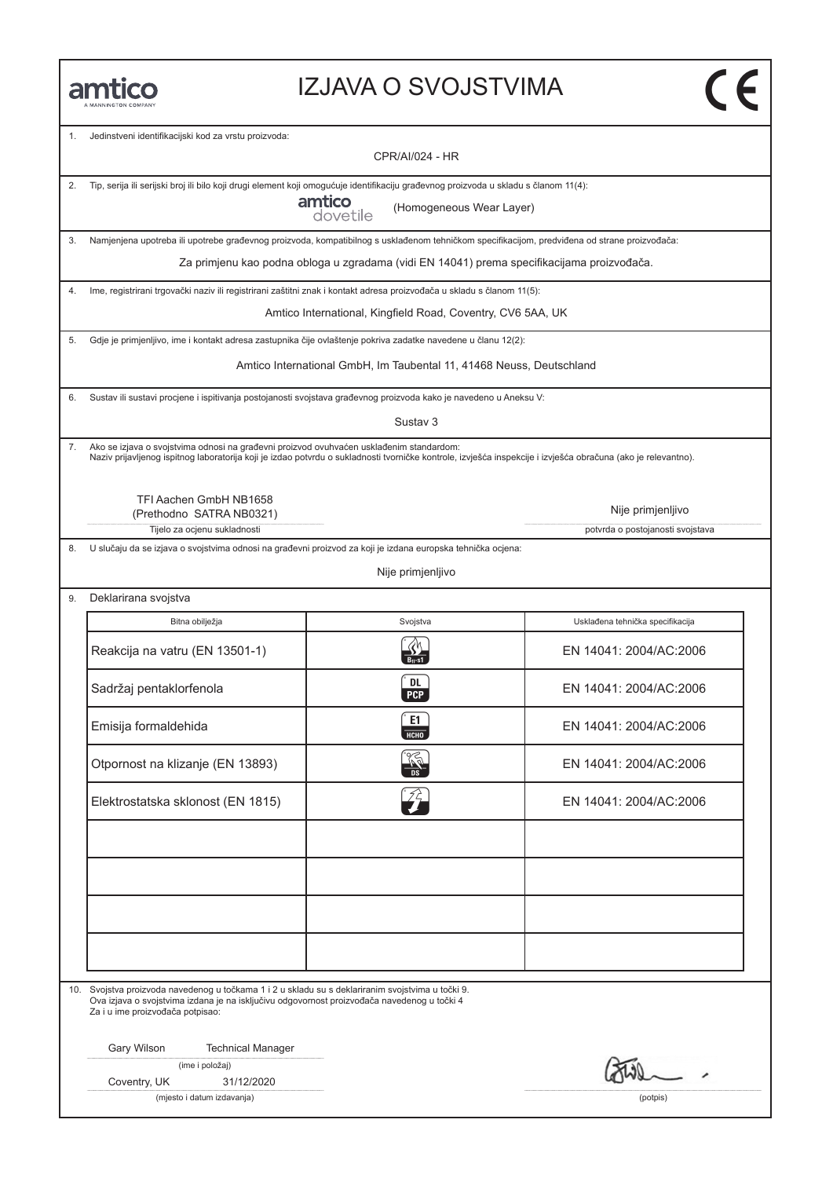amtico
A MANNINGTON COMPANY

# IZJAVA O SVOJSTVIMA

CE

1. Jedinstveni identifikacijski kod za vrstu proizvoda:

   CPR/AI/024 - HR

2. Tip, serija ili serijski broj ili bilo koji drugi element koji omogućuje identifikaciju građevnog proizvoda u skladu s članom 11(4):

   amtico dovetile (Homogeneous Wear Layer)

3. Namjenjena upotreba ili upotrebe građevnog proizvoda, kompatibilnog s usklađenom tehničkom specifikacijom, predviđena od strane proizvođača:

   Za primjenu kao podna obloga u zgradama (vidi EN 14041) prema specifikacijama proizvođača.

4. Ime, registrirani trgovački naziv ili registrirani zaštitni znak i kontakt adresa proizvođača u skladu s članom 11(5):

   Amtico International, Kingfield Road, Coventry, CV6 5AA, UK

5. Gdje je primjenljivo, ime i kontakt adresa zastupnika čije ovlaštenje pokriva zadatke navedene u članu 12(2):

   Amtico International GmbH, Im Taubental 11, 41468 Neuss, Deutschland

6. Sustav ili sustavi procjene i ispitivanja postojanosti svojstava građevnog proizvoda kako je navedeno u Aneksu V:

   Sustav 3

7. Ako se izjava o svojstvima odnosi na građevni proizvod ovuhvaćen usklađenim standardom:
   Naziv prijavljenog ispitnog laboratorija koji je izdao potvrdu o sukladnosti tvorničke kontrole, izvješća inspekcije i izvješća obračuna (ako je relevantno).

   TFI Aachen GmbH NB1658
   (Prethodno SATRA NB0321)
   Tijelo za ocjenu sukladnosti

   Nije primjenljivo
   potvrda o postojanosti svojstava

8. U slučaju da se izjava o svojstvima odnosi na građevni proizvod za koji je izdana europska tehnička ocjena:

   Nije primjenljivo

9. Deklarirana svojstva

| Bitna obilježja | Svojstva | Usklađena tehnička specifikacija |
|---|---|---|
| Reakcija na vatru (EN 13501-1) | $B_{fl}$-s1 | EN 14041: 2004/AC:2006 |
| Sadržaj pentaklorfenola | DL PCP | EN 14041: 2004/AC:2006 |
| Emisija formaldehida | E1 HCHO | EN 14041: 2004/AC:2006 |
| Otpornost na klizanje (EN 13893) | DS | EN 14041: 2004/AC:2006 |
| Elektrostatska sklonost (EN 1815) | | EN 14041: 2004/AC:2006 |
| | | |
| | | |
| | | |
| | | |

10. Svojstva proizvoda navedenog u točkama 1 i 2 u skladu su s deklariranim svojstvima u točki 9.
    Ova izjava o svojstvima izdana je na isključivu odgovornost proizvođača navedenog u točki 4
    Za i u ime proizvođača potpisao:

    Gary Wilson Technical Manager
    (ime i položaj)

    Coventry, UK 31/12/2020
    (mjesto i datum izdavanja)

    (potpis)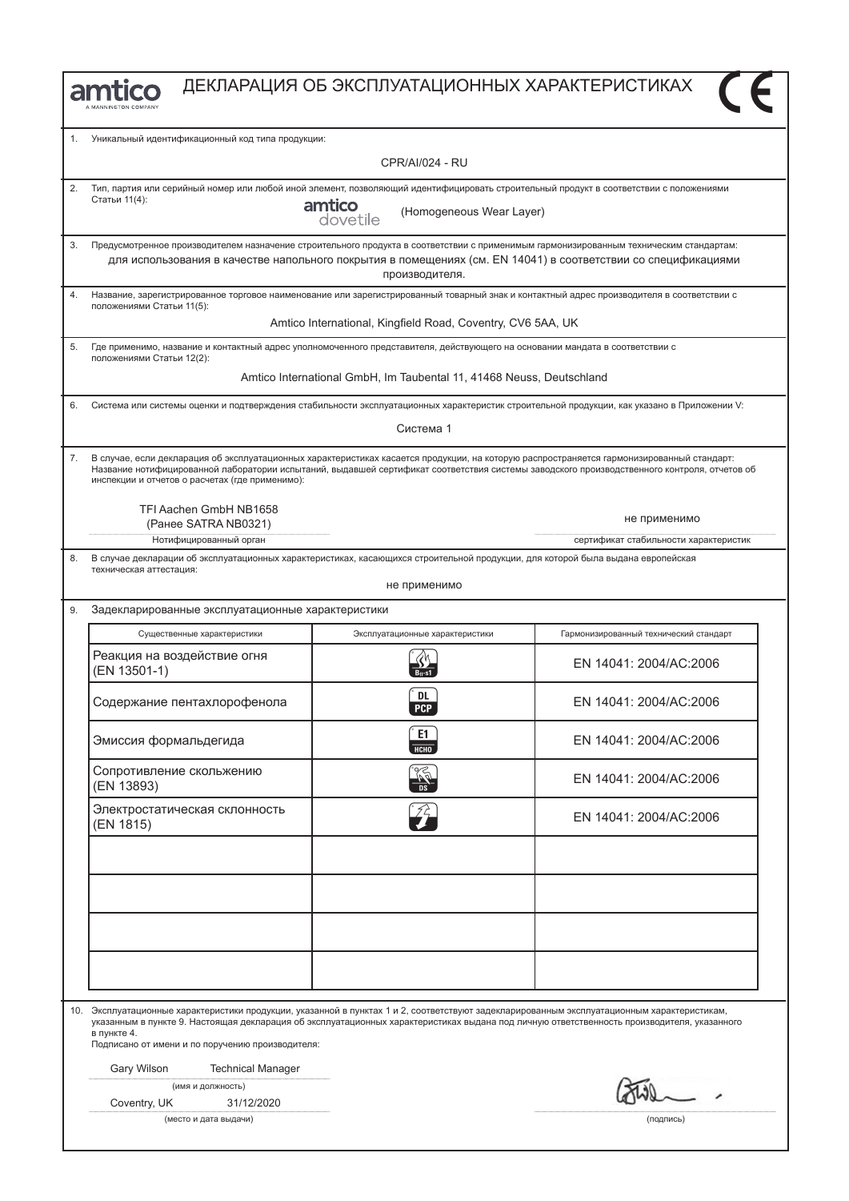# amtico

A MANNINGTON COMPANY

# ДЕКЛАРАЦИЯ ОБ ЭКСПЛУАТАЦИОННЫХ ХАРАКТЕРИСТИКАХ

CE

1. Уникальный идентификационный код типа продукции:

CPR/AI/024 - RU

2. Тип, партия или серийный номер или любой иной элемент, позволяющий идентифицировать строительный продукт в соответствии с положениями Статьи 11(4):

amtico dovetile (Homogeneous Wear Layer)

3. Предусмотренное производителем назначение строительного продукта в соответствии с применимым гармонизированным техническим стандартам:

для использования в качестве напольного покрытия в помещениях (см. EN 14041) в соответствии со спецификациями производителя.

4. Название, зарегистрированное торговое наименование или зарегистрированный товарный знак и контактный адрес производителя в соответствии с положениями Статьи 11(5):

Amtico International, Kingfield Road, Coventry, CV6 5AA, UK

5. Где применимо, название и контактный адрес уполномоченного представителя, действующего на основании мандата в соответствии с положениями Статьи 12(2):

Amtico International GmbH, Im Taubental 11, 41468 Neuss, Deutschland

6. Система или системы оценки и подтверждения стабильности эксплуатационных характеристик строительной продукции, как указано в Приложении V:

Система 1

7. В случае, если декларация об эксплуатационных характеристиках касается продукции, на которую распространяется гармонизированный стандарт: Название нотифицированной лаборатории испытаний, выдавшей сертификат соответствия системы заводского производственного контроля, отчетов об инспекции и отчетов о расчетах (где применимо):

TFI Aachen GmbH NB1658
(Ранее SATRA NB0321)
Нотифицированный орган

не применимо
сертификат стабильности характеристик

8. В случае декларации об эксплуатационных характеристиках, касающихся строительной продукции, для которой была выдана европейская техническая аттестация:

не применимо

9. Задекларированные эксплуатационные характеристики

| Существенные характеристики | Эксплуатационные характеристики | Гармонизированный технический стандарт |
|---|---|---|
| Реакция на воздействие огня (EN 13501-1) | $B_{fl}$-s1 | EN 14041: 2004/AC:2006 |
| Содержание пентахлорофенола | DL PCP | EN 14041: 2004/AC:2006 |
| Эмиссия формальдегида | E1 HCHO | EN 14041: 2004/AC:2006 |
| Сопротивление скольжению (EN 13893) | DS | EN 14041: 2004/AC:2006 |
| Электростатическая склонность (EN 1815) | | EN 14041: 2004/AC:2006 |
| | | |
| | | |
| | | |
| | | |

10. Эксплуатационные характеристики продукции, указанной в пунктах 1 и 2, соответствуют задекларированным эксплуатационным характеристикам, указанным в пункте 9. Настоящая декларация об эксплуатационных характеристиках выдана под личную ответственность производителя, указанного в пункте 4.

Подписано от имени и по поручению производителя:

Gary Wilson Technical Manager
(имя и должность)

Coventry, UK 31/12/2020
(место и дата выдачи)

(подпись)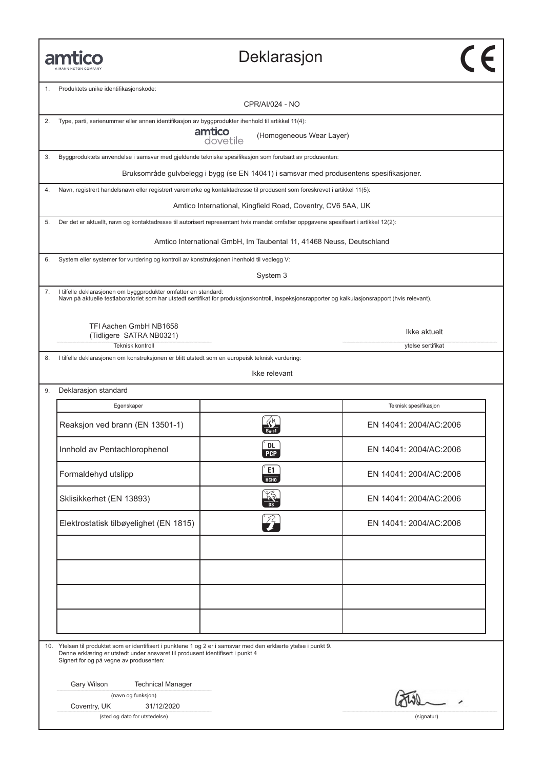# Deklarasjon

amtico
A MANNINGTON COMPANY

CE

1. Produktets unike identifikasjonskode:

CPR/AI/024 - NO

2. Type, parti, serienummer eller annen identifikasjon av byggprodukter ihenhold til artikkel 11(4):

amtico dovetile (Homogeneous Wear Layer)

3. Byggproduktets anvendelse i samsvar med gjeldende tekniske spesifikasjon som forutsatt av produsenten:

Bruksområde gulvbelegg i bygg (se EN 14041) i samsvar med produsentens spesifikasjoner.

4. Navn, registrert handelsnavn eller registrert varemerke og kontaktadresse til produsent som foreskrevet i artikkel 11(5):

Amtico International, Kingfield Road, Coventry, CV6 5AA, UK

5. Der det er aktuellt, navn og kontaktadresse til autorisert representant hvis mandat omfatter oppgavene spesifisert i artikkel 12(2):

Amtico International GmbH, Im Taubental 11, 41468 Neuss, Deutschland

6. System eller systemer for vurdering og kontroll av konstruksjonen ihenhold til vedlegg V:

System 3

7. I tilfelle deklarasjonen om byggprodukter omfatter en standard:
Navn på aktuelle testlaboratoriet som har utstedt sertifikat for produksjonskontroll, inspeksjonsrapporter og kalkulasjonsrapport (hvis relevant).

TFI Aachen GmbH NB1658
(Tidligere SATRA NB0321)
Teknisk kontroll

Ikke aktuelt
ytelse sertifikat

8. I tilfelle deklarasjonen om konstruksjonen er blitt utstedt som en europeisk teknisk vurdering:

Ikke relevant

9. Deklarasjon standard

| Egenskaper | | Teknisk spesifikasjon |
|---|---|---|
| Reaksjon ved brann (EN 13501-1) | $B_{fl}$-s1 | EN 14041: 2004/AC:2006 |
| Innhold av Pentachlorophenol | DL PCP | EN 14041: 2004/AC:2006 |
| Formaldehyd utslipp | E1 HCHO | EN 14041: 2004/AC:2006 |
| Sklisikkerhet (EN 13893) | DS | EN 14041: 2004/AC:2006 |
| Elektrostatisk tilbøyelighet (EN 1815) | | EN 14041: 2004/AC:2006 |
| | | |
| | | |
| | | |
| | | |

10. Ytelsen til produktet som er identifisert i punktene 1 og 2 er i samsvar med den erklærte ytelse i punkt 9.
Denne erklæring er utstedt under ansvaret til produsent identifisert i punkt 4
Signert for og på vegne av produsenten:

Gary Wilson Technical Manager
(navn og funksjon)

Coventry, UK 31/12/2020
(sted og dato for utstedelse)

(signatur)